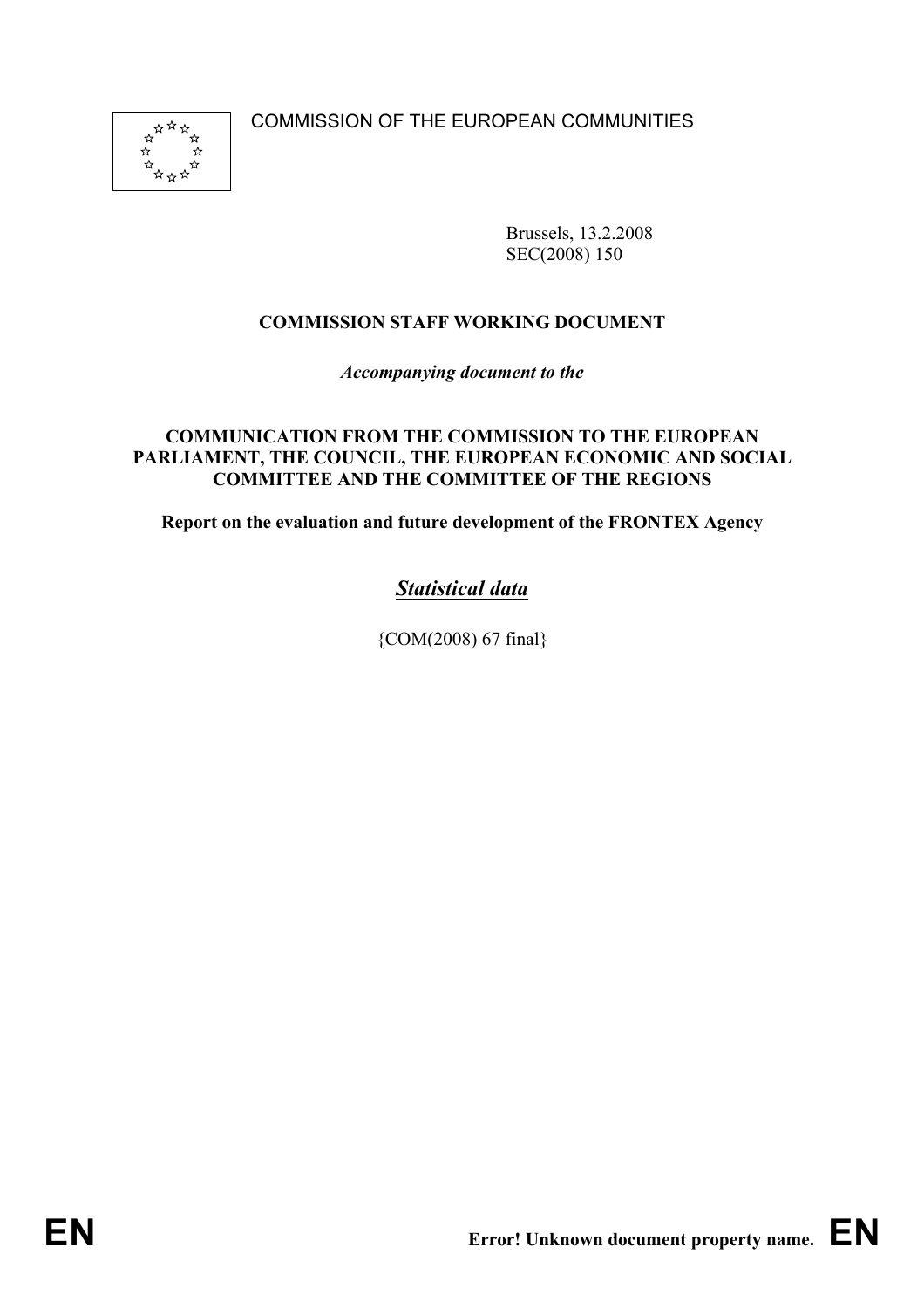COMMISSION OF THE EUROPEAN COMMUNITIES

Brussels, 13.2.2008
SEC(2008) 150

**COMMISSION STAFF WORKING DOCUMENT**

***Accompanying document to the***

**COMMUNICATION FROM THE COMMISSION TO THE EUROPEAN PARLIAMENT, THE COUNCIL, THE EUROPEAN ECONOMIC AND SOCIAL COMMITTEE AND THE COMMITTEE OF THE REGIONS**

**Report on the evaluation and future development of the FRONTEX Agency**

# ***Statistical data***

{COM(2008) 67 final}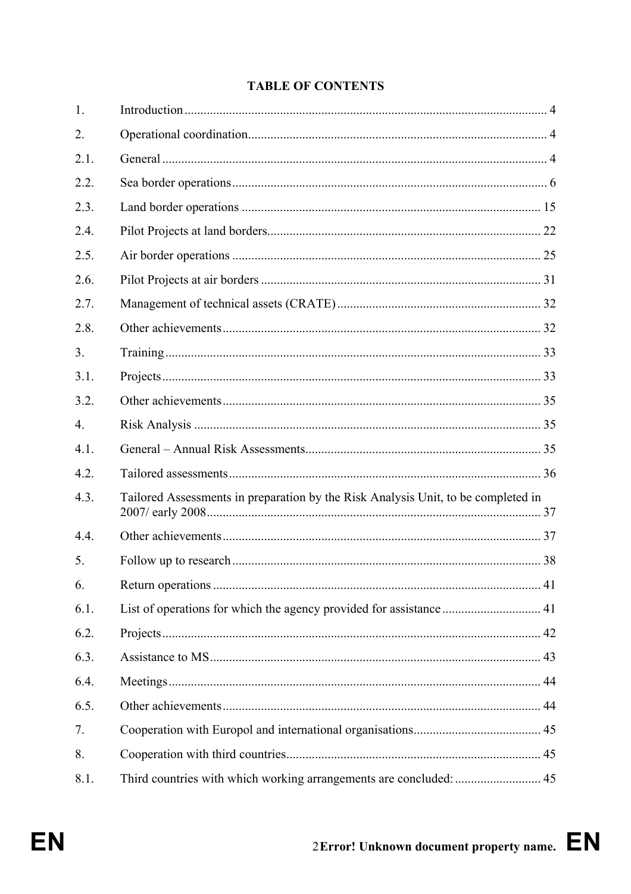# TABLE OF CONTENTS

| | | |
|---|---|---|
| 1. | Introduction | 4 |
| 2. | Operational coordination | 4 |
| 2.1. | General | 4 |
| 2.2. | Sea border operations | 6 |
| 2.3. | Land border operations | 15 |
| 2.4. | Pilot Projects at land borders | 22 |
| 2.5. | Air border operations | 25 |
| 2.6. | Pilot Projects at air borders | 31 |
| 2.7. | Management of technical assets (CRATE) | 32 |
| 2.8. | Other achievements | 32 |
| 3. | Training | 33 |
| 3.1. | Projects | 33 |
| 3.2. | Other achievements | 35 |
| 4. | Risk Analysis | 35 |
| 4.1. | General – Annual Risk Assessments | 35 |
| 4.2. | Tailored assessments | 36 |
| 4.3. | Tailored Assessments in preparation by the Risk Analysis Unit, to be completed in 2007/ early 2008 | 37 |
| 4.4. | Other achievements | 37 |
| 5. | Follow up to research | 38 |
| 6. | Return operations | 41 |
| 6.1. | List of operations for which the agency provided for assistance | 41 |
| 6.2. | Projects | 42 |
| 6.3. | Assistance to MS | 43 |
| 6.4. | Meetings | 44 |
| 6.5. | Other achievements | 44 |
| 7. | Cooperation with Europol and international organisations | 45 |
| 8. | Cooperation with third countries | 45 |
| 8.1. | Third countries with which working arrangements are concluded: | 45 |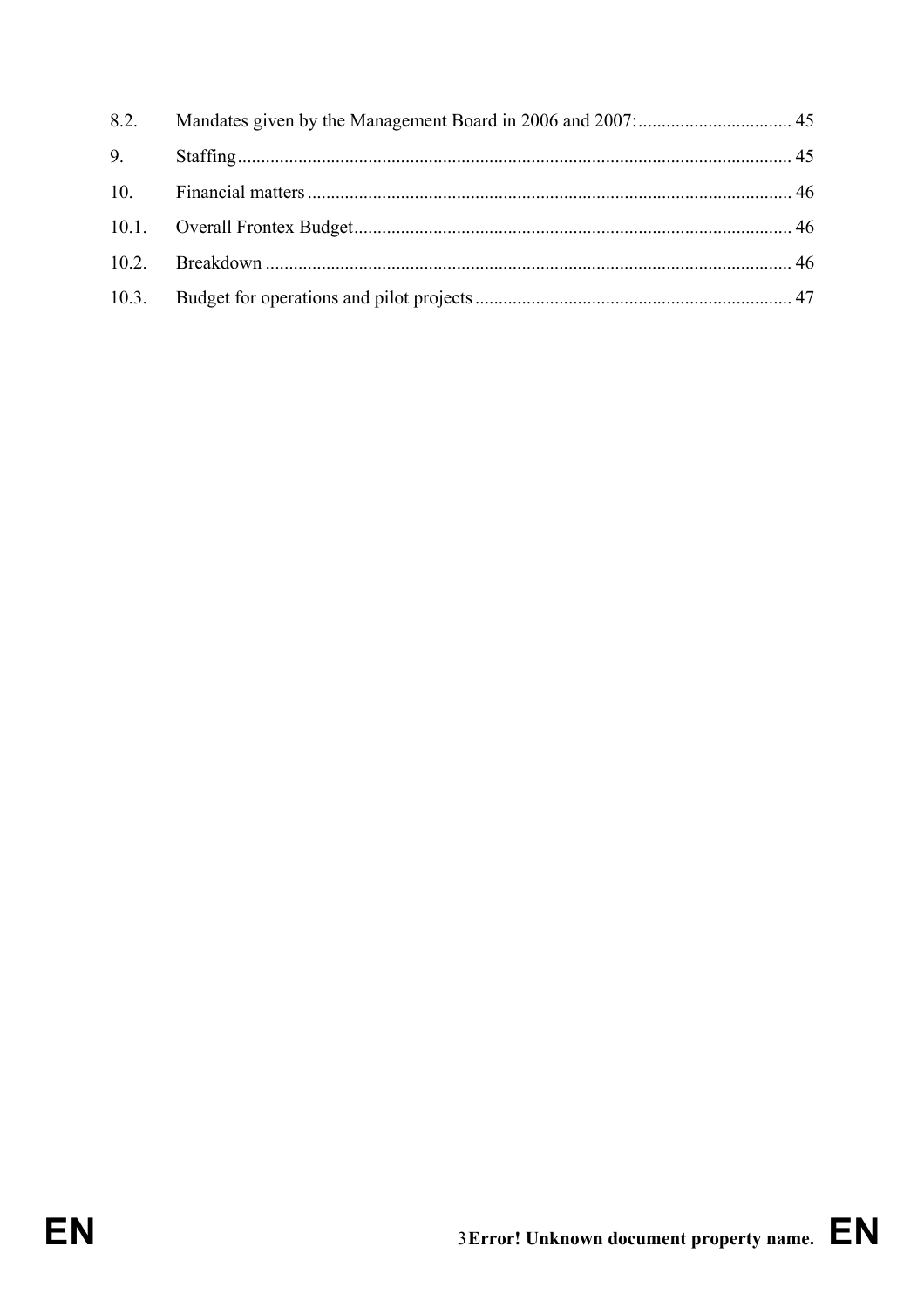8.2. Mandates given by the Management Board in 2006 and 2007: 45

9. Staffing 45

10. Financial matters 46

10.1. Overall Frontex Budget 46

10.2. Breakdown 46

10.3. Budget for operations and pilot projects 47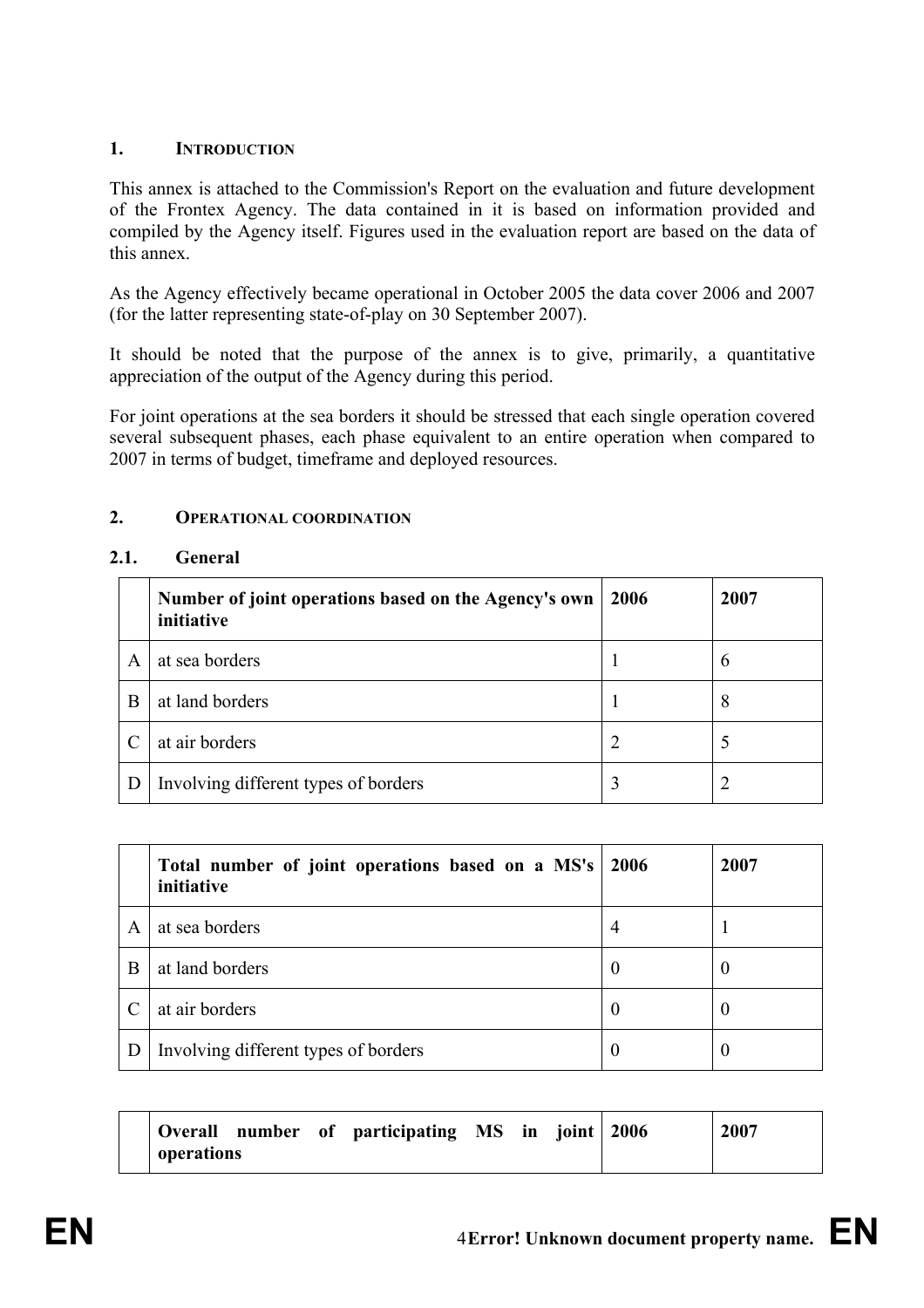## 1. INTRODUCTION

This annex is attached to the Commission's Report on the evaluation and future development of the Frontex Agency. The data contained in it is based on information provided and compiled by the Agency itself. Figures used in the evaluation report are based on the data of this annex.

As the Agency effectively became operational in October 2005 the data cover 2006 and 2007 (for the latter representing state-of-play on 30 September 2007).

It should be noted that the purpose of the annex is to give, primarily, a quantitative appreciation of the output of the Agency during this period.

For joint operations at the sea borders it should be stressed that each single operation covered several subsequent phases, each phase equivalent to an entire operation when compared to 2007 in terms of budget, timeframe and deployed resources.

## 2. OPERATIONAL COORDINATION

### 2.1. General

| | **Number of joint operations based on the Agency's own initiative** | **2006** | **2007** |
|---|---|---|---|
| A | at sea borders | 1 | 6 |
| B | at land borders | 1 | 8 |
| C | at air borders | 2 | 5 |
| D | Involving different types of borders | 3 | 2 |

| | **Total number of joint operations based on a MS's initiative** | **2006** | **2007** |
|---|---|---|---|
| A | at sea borders | 4 | 1 |
| B | at land borders | 0 | 0 |
| C | at air borders | 0 | 0 |
| D | Involving different types of borders | 0 | 0 |

| | **Overall number of participating MS in joint operations** | **2006** | **2007** |
|---|---|---|---|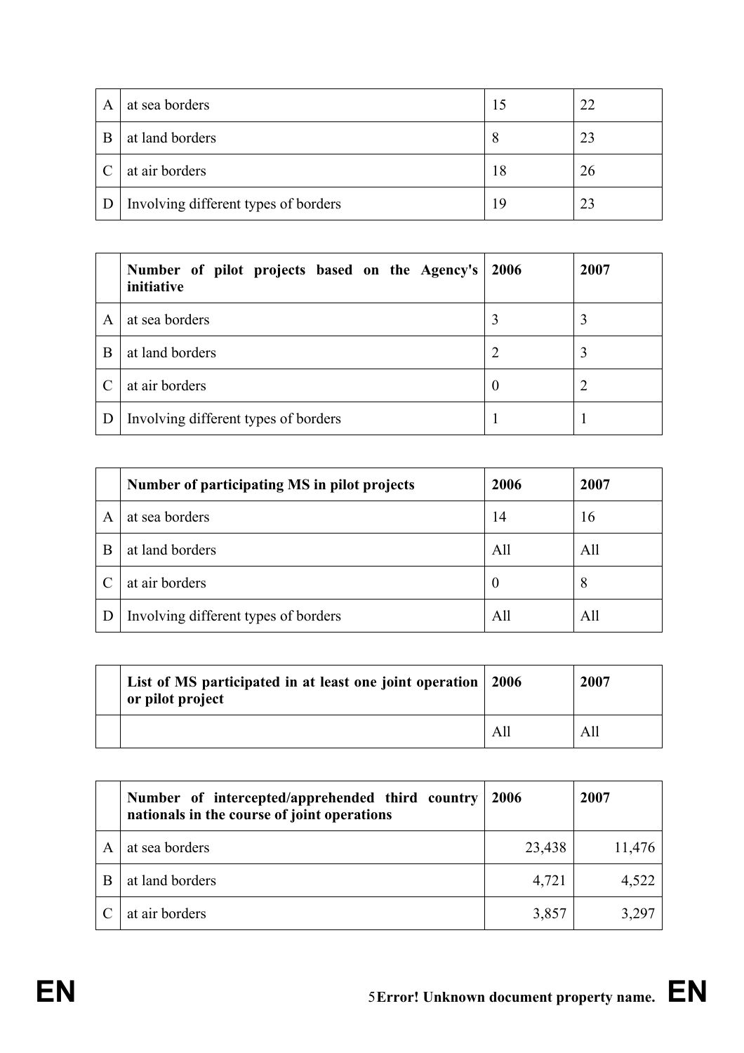| | | | |
|---|---|---|---|
| A | at sea borders | 15 | 22 |
| B | at land borders | 8 | 23 |
| C | at air borders | 18 | 26 |
| D | Involving different types of borders | 19 | 23 |

| | **Number of pilot projects based on the Agency's initiative** | **2006** | **2007** |
|---|---|---|---|
| A | at sea borders | 3 | 3 |
| B | at land borders | 2 | 3 |
| C | at air borders | 0 | 2 |
| D | Involving different types of borders | 1 | 1 |

| | **Number of participating MS in pilot projects** | **2006** | **2007** |
|---|---|---|---|
| A | at sea borders | 14 | 16 |
| B | at land borders | All | All |
| C | at air borders | 0 | 8 |
| D | Involving different types of borders | All | All |

| | **List of MS participated in at least one joint operation or pilot project** | **2006** | **2007** |
|---|---|---|---|
| | | All | All |

| | **Number of intercepted/apprehended third country nationals in the course of joint operations** | **2006** | **2007** |
|---|---|---|---|
| A | at sea borders | 23,438 | 11,476 |
| B | at land borders | 4,721 | 4,522 |
| C | at air borders | 3,857 | 3,297 |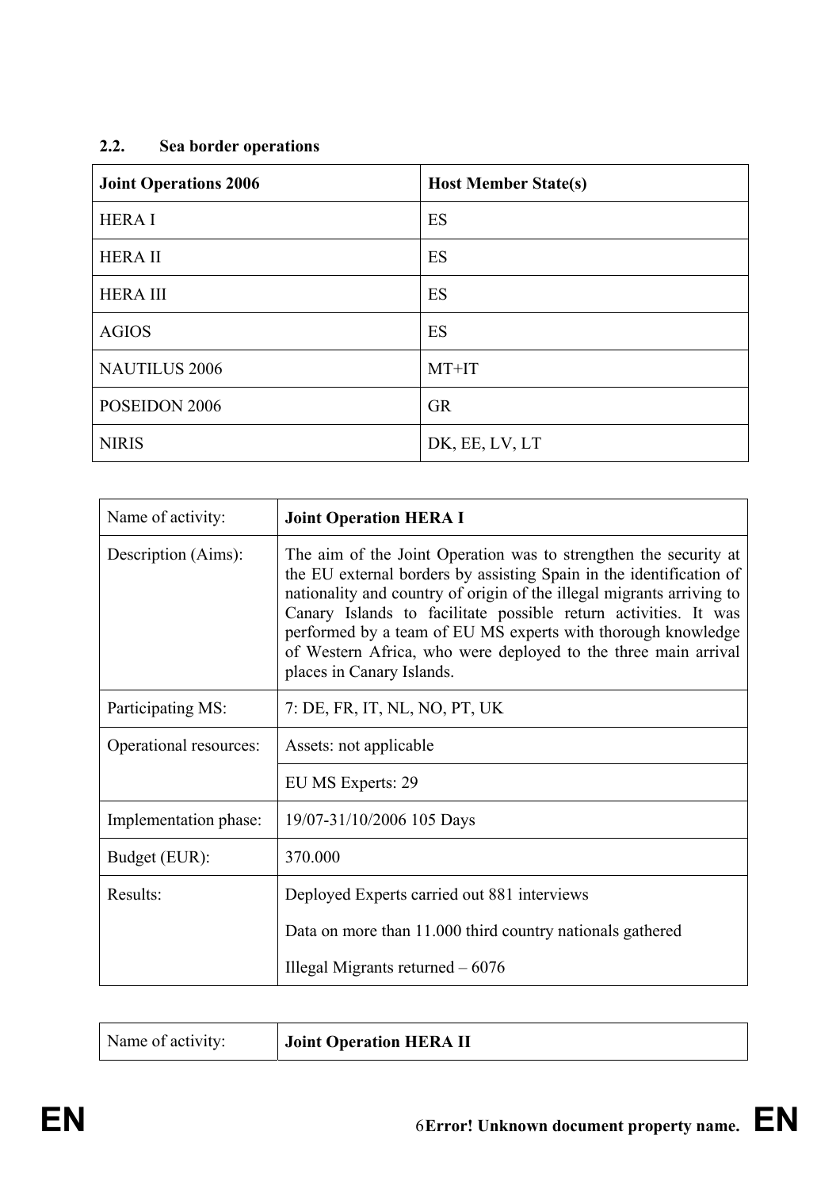## 2.2. Sea border operations

| Joint Operations 2006 | Host Member State(s) |
|---|---|
| HERA I | ES |
| HERA II | ES |
| HERA III | ES |
| AGIOS | ES |
| NAUTILUS 2006 | MT+IT |
| POSEIDON 2006 | GR |
| NIRIS | DK, EE, LV, LT |

| Name of activity: | **Joint Operation HERA I** |
|---|---|
| Description (Aims): | The aim of the Joint Operation was to strengthen the security at the EU external borders by assisting Spain in the identification of nationality and country of origin of the illegal migrants arriving to Canary Islands to facilitate possible return activities. It was performed by a team of EU MS experts with thorough knowledge of Western Africa, who were deployed to the three main arrival places in Canary Islands. |
| Participating MS: | 7: DE, FR, IT, NL, NO, PT, UK |
| Operational resources: | Assets: not applicable |
| | EU MS Experts: 29 |
| Implementation phase: | 19/07-31/10/2006 105 Days |
| Budget (EUR): | 370.000 |
| Results: | Deployed Experts carried out 881 interviews<br><br>Data on more than 11.000 third country nationals gathered<br><br>Illegal Migrants returned – 6076 |

| Name of activity: | **Joint Operation HERA II** |
|---|---|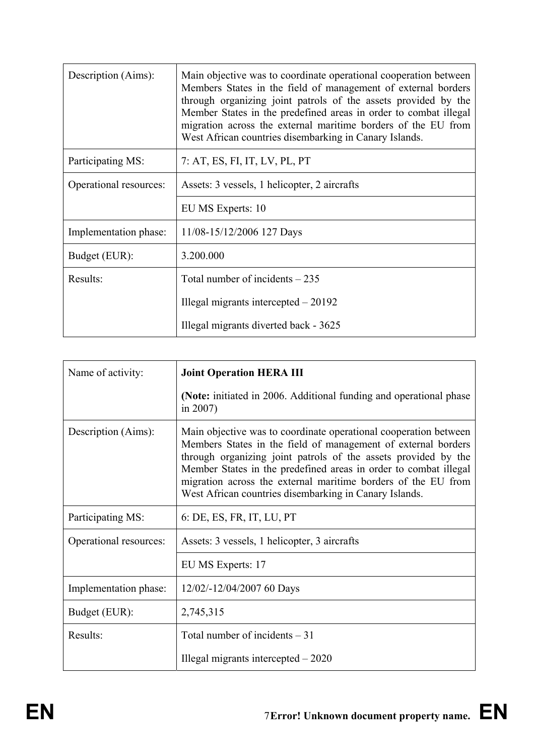| Description (Aims): | Main objective was to coordinate operational cooperation between Members States in the field of management of external borders through organizing joint patrols of the assets provided by the Member States in the predefined areas in order to combat illegal migration across the external maritime borders of the EU from West African countries disembarking in Canary Islands. |
|---|---|
| Participating MS: | 7: AT, ES, FI, IT, LV, PL, PT |
| Operational resources: | Assets: 3 vessels, 1 helicopter, 2 aircrafts |
| | EU MS Experts: 10 |
| Implementation phase: | 11/08-15/12/2006 127 Days |
| Budget (EUR): | 3.200.000 |
| Results: | Total number of incidents – 235<br><br>Illegal migrants intercepted – 20192<br><br>Illegal migrants diverted back - 3625 |

| Name of activity: | **Joint Operation HERA III**<br><br>**(Note:** initiated in 2006. Additional funding and operational phase in 2007) |
|---|---|
| Description (Aims): | Main objective was to coordinate operational cooperation between Members States in the field of management of external borders through organizing joint patrols of the assets provided by the Member States in the predefined areas in order to combat illegal migration across the external maritime borders of the EU from West African countries disembarking in Canary Islands. |
| Participating MS: | 6: DE, ES, FR, IT, LU, PT |
| Operational resources: | Assets: 3 vessels, 1 helicopter, 3 aircrafts |
| | EU MS Experts: 17 |
| Implementation phase: | 12/02/-12/04/2007 60 Days |
| Budget (EUR): | 2,745,315 |
| Results: | Total number of incidents – 31<br><br>Illegal migrants intercepted – 2020 |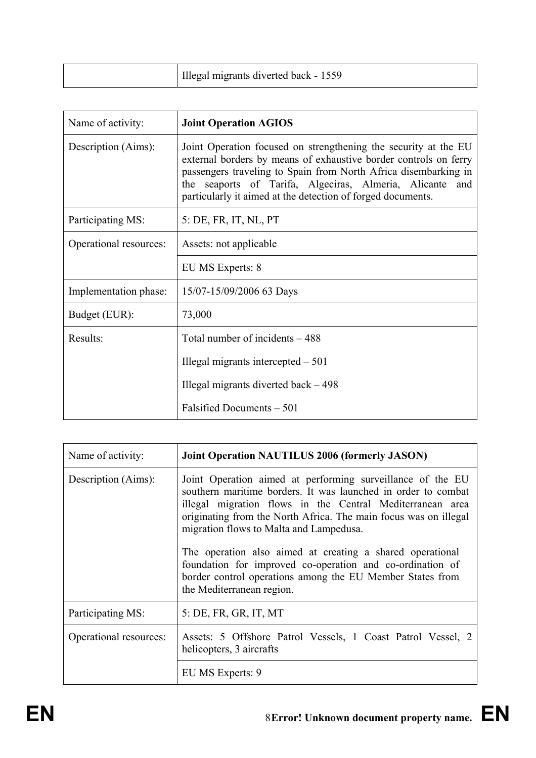| | |
|---|---|
| | Illegal migrants diverted back - 1559 |

| | |
|---|---|
| Name of activity: | **Joint Operation AGIOS** |
| Description (Aims): | Joint Operation focused on strengthening the security at the EU external borders by means of exhaustive border controls on ferry passengers traveling to Spain from North Africa disembarking in the seaports of Tarifa, Algeciras, Almeria, Alicante and particularly it aimed at the detection of forged documents. |
| Participating MS: | 5: DE, FR, IT, NL, PT |
| Operational resources: | Assets: not applicable |
| | EU MS Experts: 8 |
| Implementation phase: | 15/07-15/09/2006 63 Days |
| Budget (EUR): | 73,000 |
| Results: | Total number of incidents – 488<br><br>Illegal migrants intercepted – 501<br><br>Illegal migrants diverted back – 498<br><br>Falsified Documents – 501 |

| | |
|---|---|
| Name of activity: | **Joint Operation NAUTILUS 2006 (formerly JASON)** |
| Description (Aims): | Joint Operation aimed at performing surveillance of the EU southern maritime borders. It was launched in order to combat illegal migration flows in the Central Mediterranean area originating from the North Africa. The main focus was on illegal migration flows to Malta and Lampedusa.<br><br>The operation also aimed at creating a shared operational foundation for improved co-operation and co-ordination of border control operations among the EU Member States from the Mediterranean region. |
| Participating MS: | 5: DE, FR, GR, IT, MT |
| Operational resources: | Assets: 5 Offshore Patrol Vessels, 1 Coast Patrol Vessel, 2 helicopters, 3 aircrafts |
| | EU MS Experts: 9 |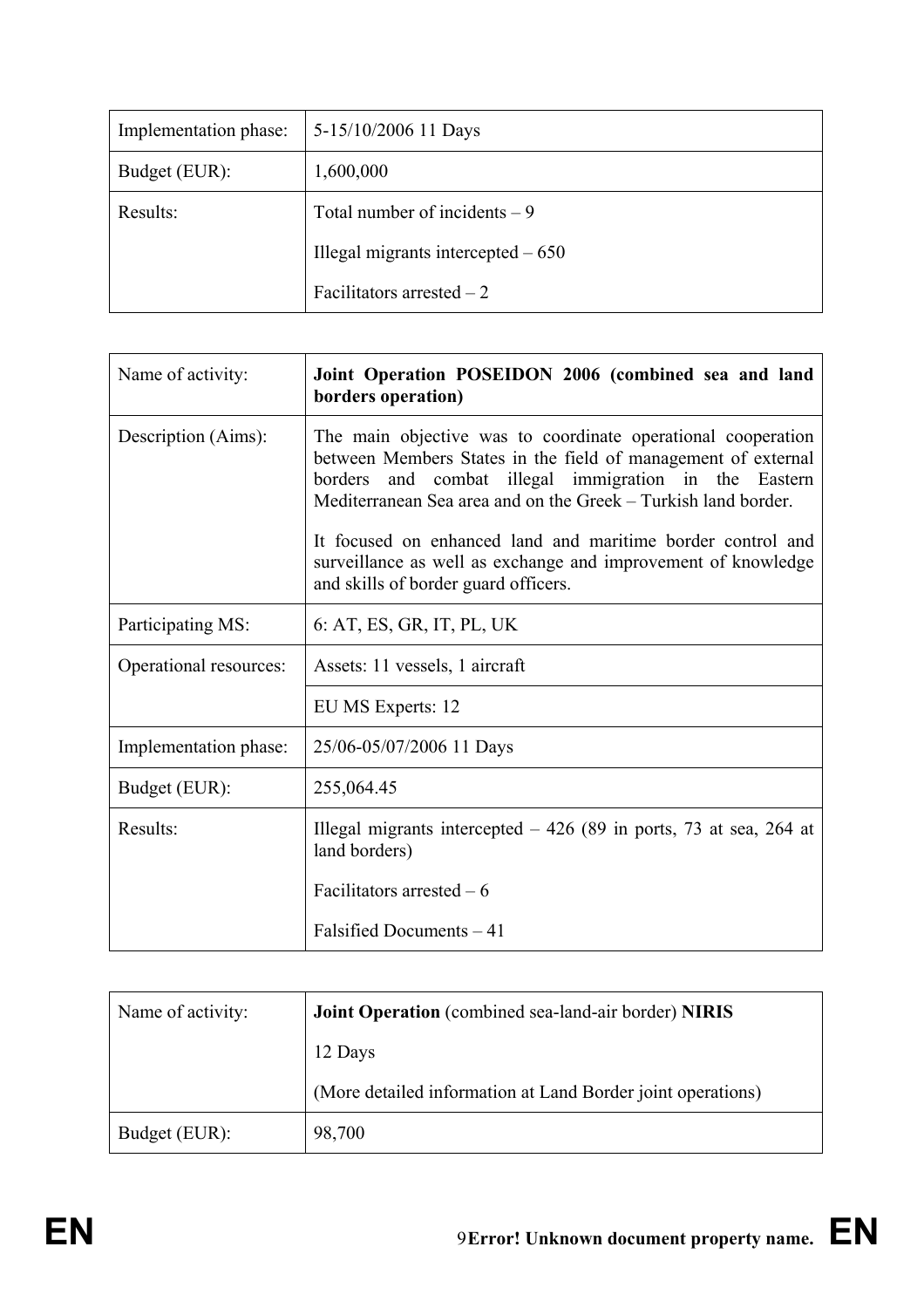| Implementation phase: | 5-15/10/2006 11 Days |
| --- | --- |
| Budget (EUR): | 1,600,000 |
| Results: | Total number of incidents – 9<br><br>Illegal migrants intercepted – 650<br><br>Facilitators arrested – 2 |

| Name of activity: | **Joint Operation POSEIDON 2006 (combined sea and land borders operation)** |
| --- | --- |
| Description (Aims): | The main objective was to coordinate operational cooperation between Members States in the field of management of external borders and combat illegal immigration in the Eastern Mediterranean Sea area and on the Greek – Turkish land border.<br><br>It focused on enhanced land and maritime border control and surveillance as well as exchange and improvement of knowledge and skills of border guard officers. |
| Participating MS: | 6: AT, ES, GR, IT, PL, UK |
| Operational resources: | Assets: 11 vessels, 1 aircraft |
| | EU MS Experts: 12 |
| Implementation phase: | 25/06-05/07/2006 11 Days |
| Budget (EUR): | 255,064.45 |
| Results: | Illegal migrants intercepted – 426 (89 in ports, 73 at sea, 264 at land borders)<br><br>Facilitators arrested – 6<br><br>Falsified Documents – 41 |

| Name of activity: | **Joint Operation** (combined sea-land-air border) **NIRIS**<br><br>12 Days<br><br>(More detailed information at Land Border joint operations) |
| --- | --- |
| Budget (EUR): | 98,700 |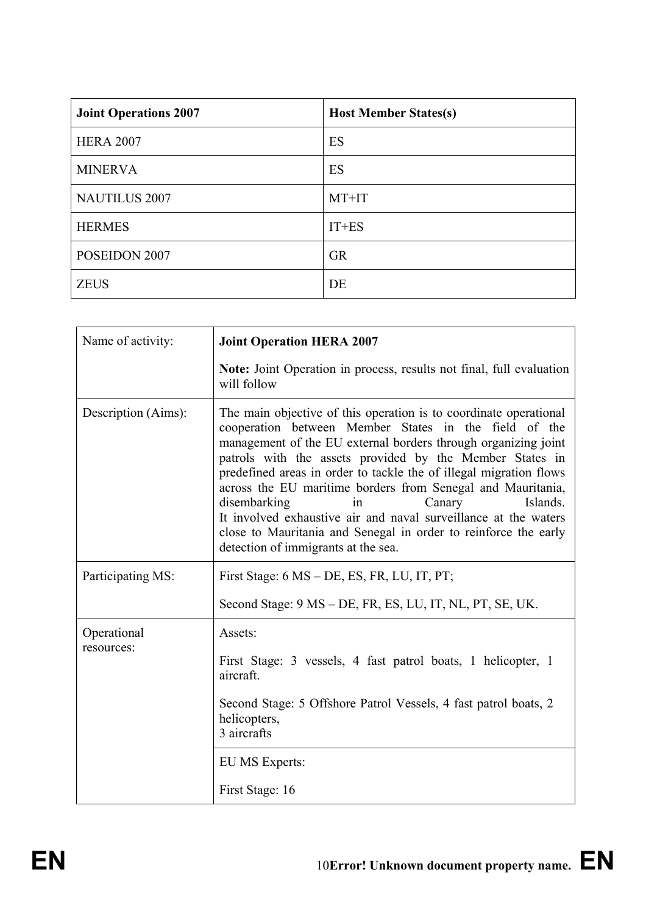| **Joint Operations 2007** | **Host Member States(s)** |
|---|---|
| HERA 2007 | ES |
| MINERVA | ES |
| NAUTILUS 2007 | MT+IT |
| HERMES | IT+ES |
| POSEIDON 2007 | GR |
| ZEUS | DE |

| Name of activity: | **Joint Operation HERA 2007**<br><br>**Note:** Joint Operation in process, results not final, full evaluation will follow |
|---|---|
| Description (Aims): | The main objective of this operation is to coordinate operational cooperation between Member States in the field of the management of the EU external borders through organizing joint patrols with the assets provided by the Member States in predefined areas in order to tackle the of illegal migration flows across the EU maritime borders from Senegal and Mauritania, disembarking in Canary Islands.<br>It involved exhaustive air and naval surveillance at the waters close to Mauritania and Senegal in order to reinforce the early detection of immigrants at the sea. |
| Participating MS: | First Stage: 6 MS – DE, ES, FR, LU, IT, PT;<br><br>Second Stage: 9 MS – DE, FR, ES, LU, IT, NL, PT, SE, UK. |
| Operational resources: | Assets:<br><br>First Stage: 3 vessels, 4 fast patrol boats, 1 helicopter, 1 aircraft.<br><br>Second Stage: 5 Offshore Patrol Vessels, 4 fast patrol boats, 2 helicopters,<br>3 aircrafts |
| | EU MS Experts:<br><br>First Stage: 16 |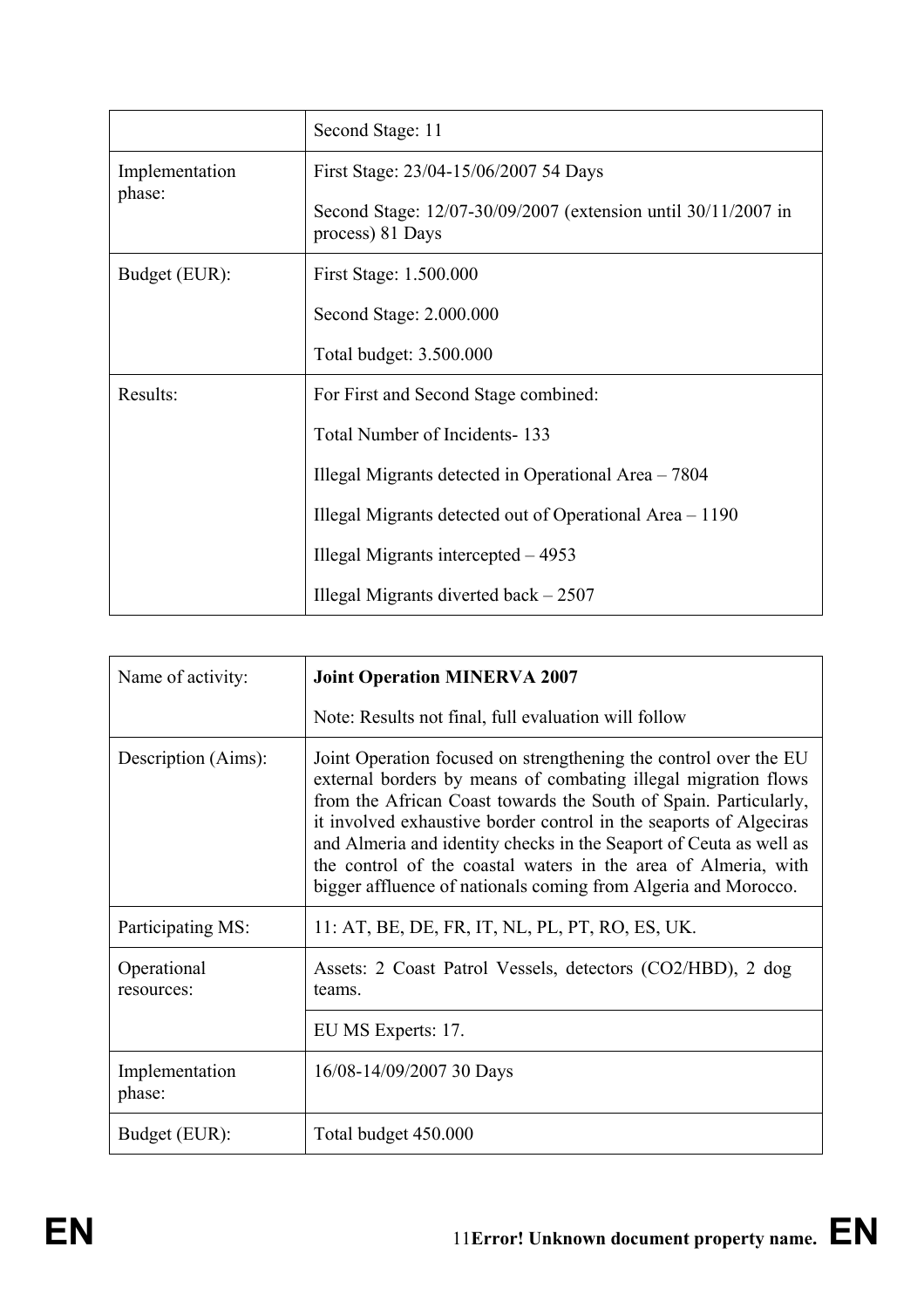|  |  |
|---|---|
|  | Second Stage: 11 |
| Implementation phase: | First Stage: 23/04-15/06/2007 54 Days<br><br>Second Stage: 12/07-30/09/2007 (extension until 30/11/2007 in process) 81 Days |
| Budget (EUR): | First Stage: 1.500.000<br><br>Second Stage: 2.000.000<br><br>Total budget: 3.500.000 |
| Results: | For First and Second Stage combined:<br><br>Total Number of Incidents- 133<br><br>Illegal Migrants detected in Operational Area – 7804<br><br>Illegal Migrants detected out of Operational Area – 1190<br><br>Illegal Migrants intercepted – 4953<br><br>Illegal Migrants diverted back – 2507 |

| Name of activity: | **Joint Operation MINERVA 2007**<br><br>Note: Results not final, full evaluation will follow |
|---|---|
| Description (Aims): | Joint Operation focused on strengthening the control over the EU external borders by means of combating illegal migration flows from the African Coast towards the South of Spain. Particularly, it involved exhaustive border control in the seaports of Algeciras and Almeria and identity checks in the Seaport of Ceuta as well as the control of the coastal waters in the area of Almeria, with bigger affluence of nationals coming from Algeria and Morocco. |
| Participating MS: | 11: AT, BE, DE, FR, IT, NL, PL, PT, RO, ES, UK. |
| Operational resources: | Assets: 2 Coast Patrol Vessels, detectors (CO2/HBD), 2 dog teams. |
|  | EU MS Experts: 17. |
| Implementation phase: | 16/08-14/09/2007 30 Days |
| Budget (EUR): | Total budget 450.000 |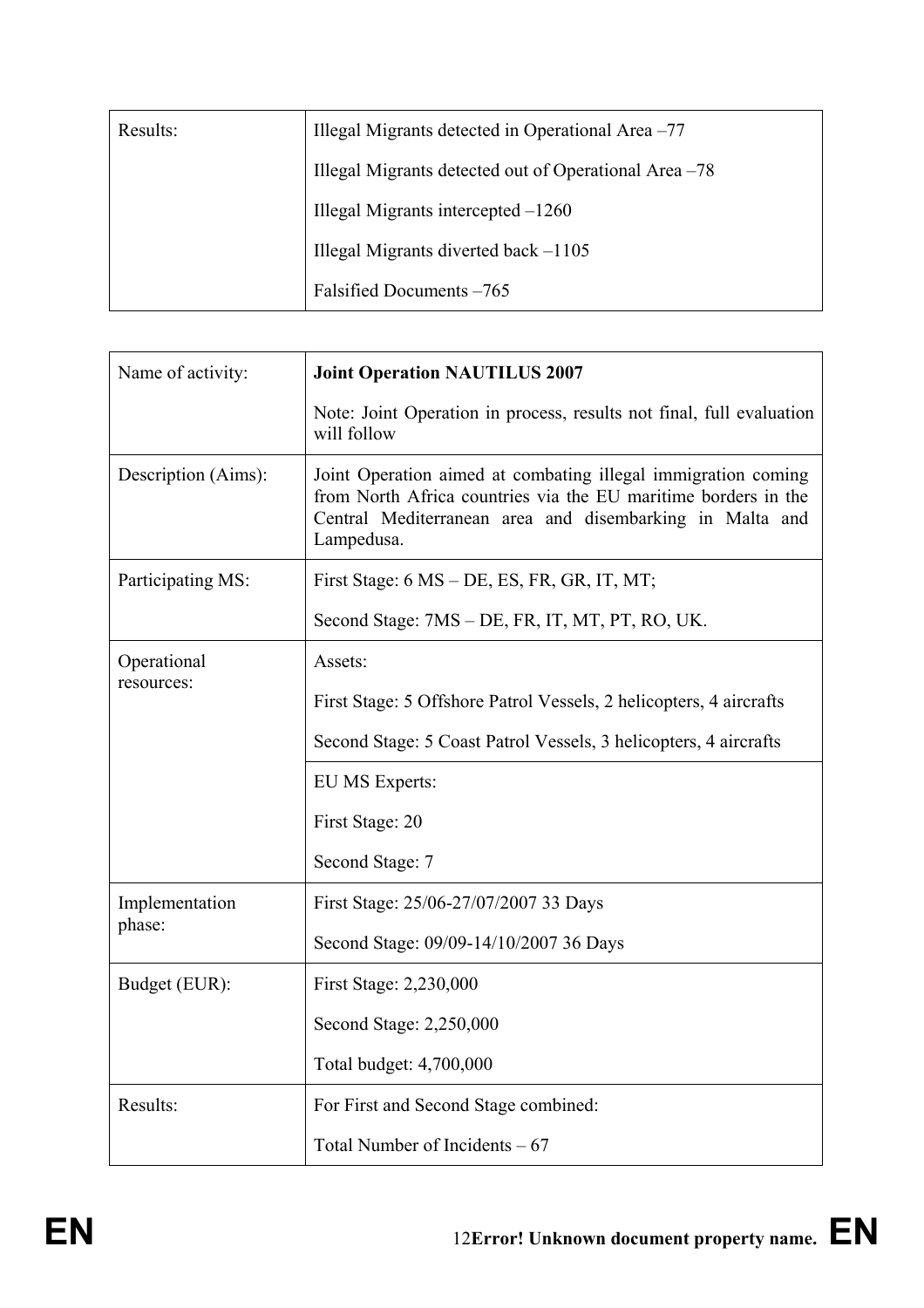| Results: | Illegal Migrants detected in Operational Area –77<br><br>Illegal Migrants detected out of Operational Area –78<br><br>Illegal Migrants intercepted –1260<br><br>Illegal Migrants diverted back –1105<br><br>Falsified Documents –765 |
|---|---|

| Name of activity: | **Joint Operation NAUTILUS 2007**<br><br>Note: Joint Operation in process, results not final, full evaluation will follow |
|---|---|
| Description (Aims): | Joint Operation aimed at combating illegal immigration coming from North Africa countries via the EU maritime borders in the Central Mediterranean area and disembarking in Malta and Lampedusa. |
| Participating MS: | First Stage: 6 MS – DE, ES, FR, GR, IT, MT;<br><br>Second Stage: 7MS – DE, FR, IT, MT, PT, RO, UK. |
| Operational resources: | Assets:<br><br>First Stage: 5 Offshore Patrol Vessels, 2 helicopters, 4 aircrafts<br><br>Second Stage: 5 Coast Patrol Vessels, 3 helicopters, 4 aircrafts |
| | EU MS Experts:<br><br>First Stage: 20<br><br>Second Stage: 7 |
| Implementation phase: | First Stage: 25/06-27/07/2007 33 Days<br><br>Second Stage: 09/09-14/10/2007 36 Days |
| Budget (EUR): | First Stage: 2,230,000<br><br>Second Stage: 2,250,000<br><br>Total budget: 4,700,000 |
| Results: | For First and Second Stage combined:<br><br>Total Number of Incidents – 67 |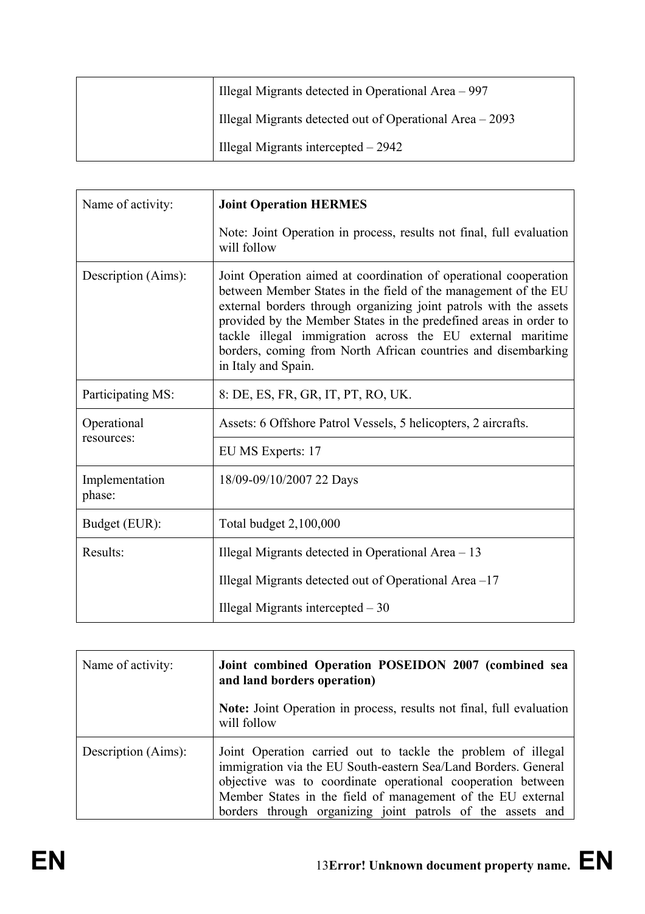| | |
|---|---|
| | Illegal Migrants detected in Operational Area – 997<br><br>Illegal Migrants detected out of Operational Area – 2093<br><br>Illegal Migrants intercepted – 2942 |

| | |
|---|---|
| Name of activity: | **Joint Operation HERMES**<br><br>Note: Joint Operation in process, results not final, full evaluation will follow |
| Description (Aims): | Joint Operation aimed at coordination of operational cooperation between Member States in the field of the management of the EU external borders through organizing joint patrols with the assets provided by the Member States in the predefined areas in order to tackle illegal immigration across the EU external maritime borders, coming from North African countries and disembarking in Italy and Spain. |
| Participating MS: | 8: DE, ES, FR, GR, IT, PT, RO, UK. |
| Operational resources: | Assets: 6 Offshore Patrol Vessels, 5 helicopters, 2 aircrafts. |
| | EU MS Experts: 17 |
| Implementation phase: | 18/09-09/10/2007 22 Days |
| Budget (EUR): | Total budget 2,100,000 |
| Results: | Illegal Migrants detected in Operational Area – 13<br><br>Illegal Migrants detected out of Operational Area –17<br><br>Illegal Migrants intercepted – 30 |

| | |
|---|---|
| Name of activity: | **Joint combined Operation POSEIDON 2007 (combined sea and land borders operation)**<br><br>**Note:** Joint Operation in process, results not final, full evaluation will follow |
| Description (Aims): | Joint Operation carried out to tackle the problem of illegal immigration via the EU South-eastern Sea/Land Borders. General objective was to coordinate operational cooperation between Member States in the field of management of the EU external borders through organizing joint patrols of the assets and |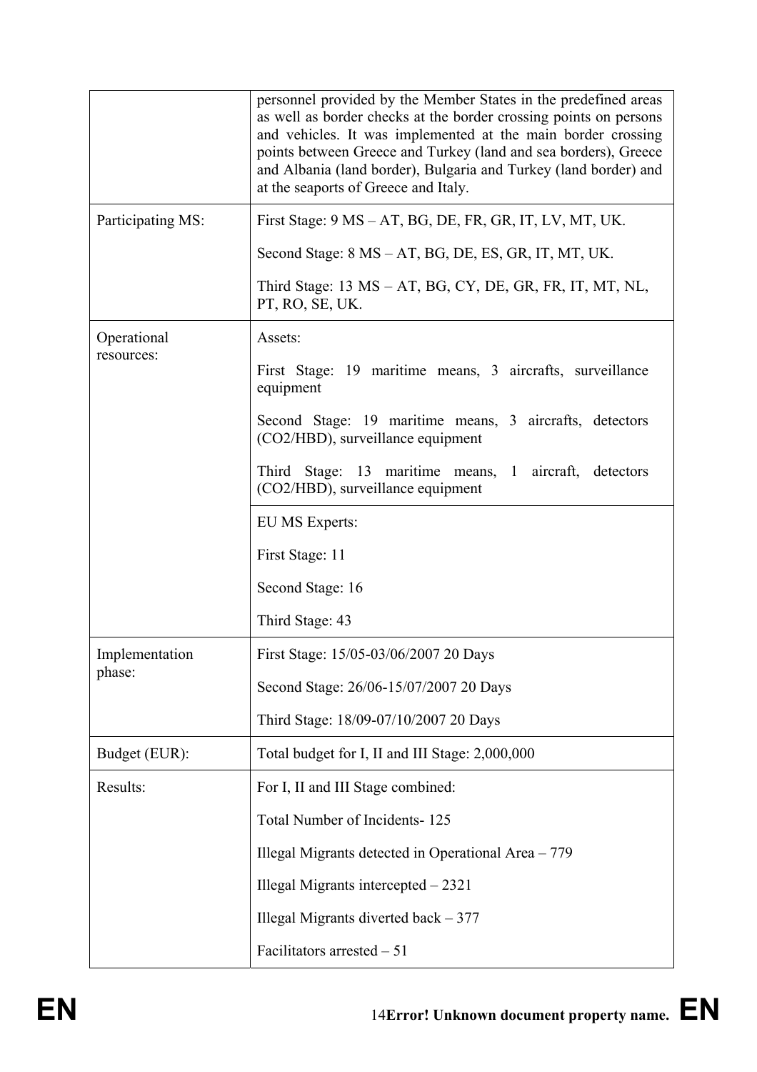| | |
|---|---|
| | personnel provided by the Member States in the predefined areas as well as border checks at the border crossing points on persons and vehicles. It was implemented at the main border crossing points between Greece and Turkey (land and sea borders), Greece and Albania (land border), Bulgaria and Turkey (land border) and at the seaports of Greece and Italy. |
| Participating MS: | First Stage: 9 MS – AT, BG, DE, FR, GR, IT, LV, MT, UK.<br><br>Second Stage: 8 MS – AT, BG, DE, ES, GR, IT, MT, UK.<br><br>Third Stage: 13 MS – AT, BG, CY, DE, GR, FR, IT, MT, NL, PT, RO, SE, UK. |
| Operational resources: | Assets:<br><br>First Stage: 19 maritime means, 3 aircrafts, surveillance equipment<br><br>Second Stage: 19 maritime means, 3 aircrafts, detectors ($CO_2$/HBD), surveillance equipment<br><br>Third Stage: 13 maritime means, 1 aircraft, detectors ($CO_2$/HBD), surveillance equipment |
| | EU MS Experts:<br><br>First Stage: 11<br><br>Second Stage: 16<br><br>Third Stage: 43 |
| Implementation phase: | First Stage: 15/05-03/06/2007 20 Days<br><br>Second Stage: 26/06-15/07/2007 20 Days<br><br>Third Stage: 18/09-07/10/2007 20 Days |
| Budget (EUR): | Total budget for I, II and III Stage: 2,000,000 |
| Results: | For I, II and III Stage combined:<br><br>Total Number of Incidents- 125<br><br>Illegal Migrants detected in Operational Area – 779<br><br>Illegal Migrants intercepted – 2321<br><br>Illegal Migrants diverted back – 377<br><br>Facilitators arrested – 51 |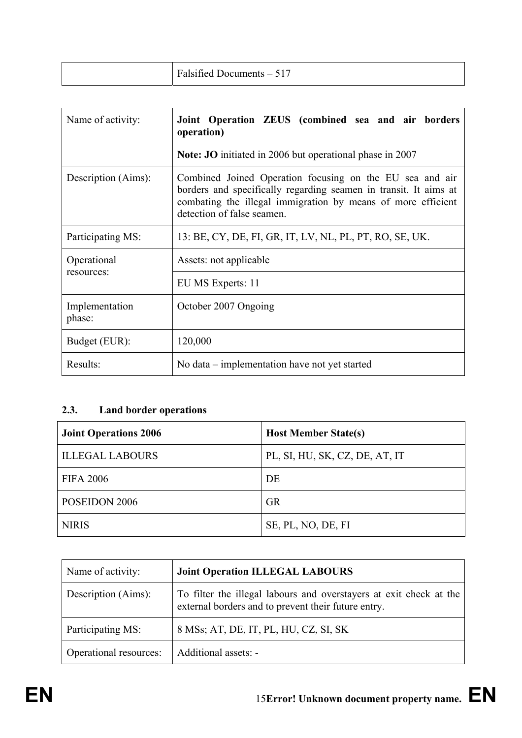| | Falsified Documents – 517 |
|---|---|

| Name of activity: | **Joint Operation ZEUS (combined sea and air borders operation)**<br><br>**Note: JO** initiated in 2006 but operational phase in 2007 |
|---|---|
| Description (Aims): | Combined Joined Operation focusing on the EU sea and air borders and specifically regarding seamen in transit. It aims at combating the illegal immigration by means of more efficient detection of false seamen. |
| Participating MS: | 13: BE, CY, DE, FI, GR, IT, LV, NL, PL, PT, RO, SE, UK. |
| Operational resources: | Assets: not applicable |
| | EU MS Experts: 11 |
| Implementation phase: | October 2007 Ongoing |
| Budget (EUR): | 120,000 |
| Results: | No data – implementation have not yet started |

### 2.3. Land border operations

| **Joint Operations 2006** | **Host Member State(s)** |
|---|---|
| ILLEGAL LABOURS | PL, SI, HU, SK, CZ, DE, AT, IT |
| FIFA 2006 | DE |
| POSEIDON 2006 | GR |
| NIRIS | SE, PL, NO, DE, FI |

| Name of activity: | **Joint Operation ILLEGAL LABOURS** |
|---|---|
| Description (Aims): | To filter the illegal labours and overstayers at exit check at the external borders and to prevent their future entry. |
| Participating MS: | 8 MSs; AT, DE, IT, PL, HU, CZ, SI, SK |
| Operational resources: | Additional assets: - |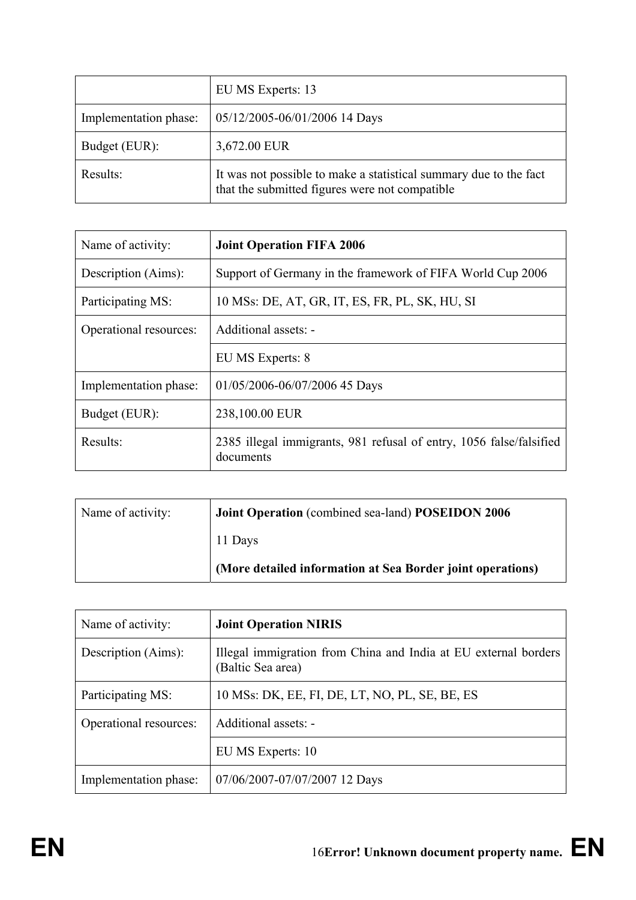| | |
|---|---|
| | EU MS Experts: 13 |
| Implementation phase: | 05/12/2005-06/01/2006 14 Days |
| Budget (EUR): | 3,672.00 EUR |
| Results: | It was not possible to make a statistical summary due to the fact that the submitted figures were not compatible |

| | |
|---|---|
| Name of activity: | **Joint Operation FIFA 2006** |
| Description (Aims): | Support of Germany in the framework of FIFA World Cup 2006 |
| Participating MS: | 10 MSs: DE, AT, GR, IT, ES, FR, PL, SK, HU, SI |
| Operational resources: | Additional assets: - |
| | EU MS Experts: 8 |
| Implementation phase: | 01/05/2006-06/07/2006 45 Days |
| Budget (EUR): | 238,100.00 EUR |
| Results: | 2385 illegal immigrants, 981 refusal of entry, 1056 false/falsified documents |

| | |
|---|---|
| Name of activity: | **Joint Operation** (combined sea-land) **POSEIDON 2006**<br>11 Days<br>**(More detailed information at Sea Border joint operations)** |

| | |
|---|---|
| Name of activity: | **Joint Operation NIRIS** |
| Description (Aims): | Illegal immigration from China and India at EU external borders (Baltic Sea area) |
| Participating MS: | 10 MSs: DK, EE, FI, DE, LT, NO, PL, SE, BE, ES |
| Operational resources: | Additional assets: - |
| | EU MS Experts: 10 |
| Implementation phase: | 07/06/2007-07/07/2007 12 Days |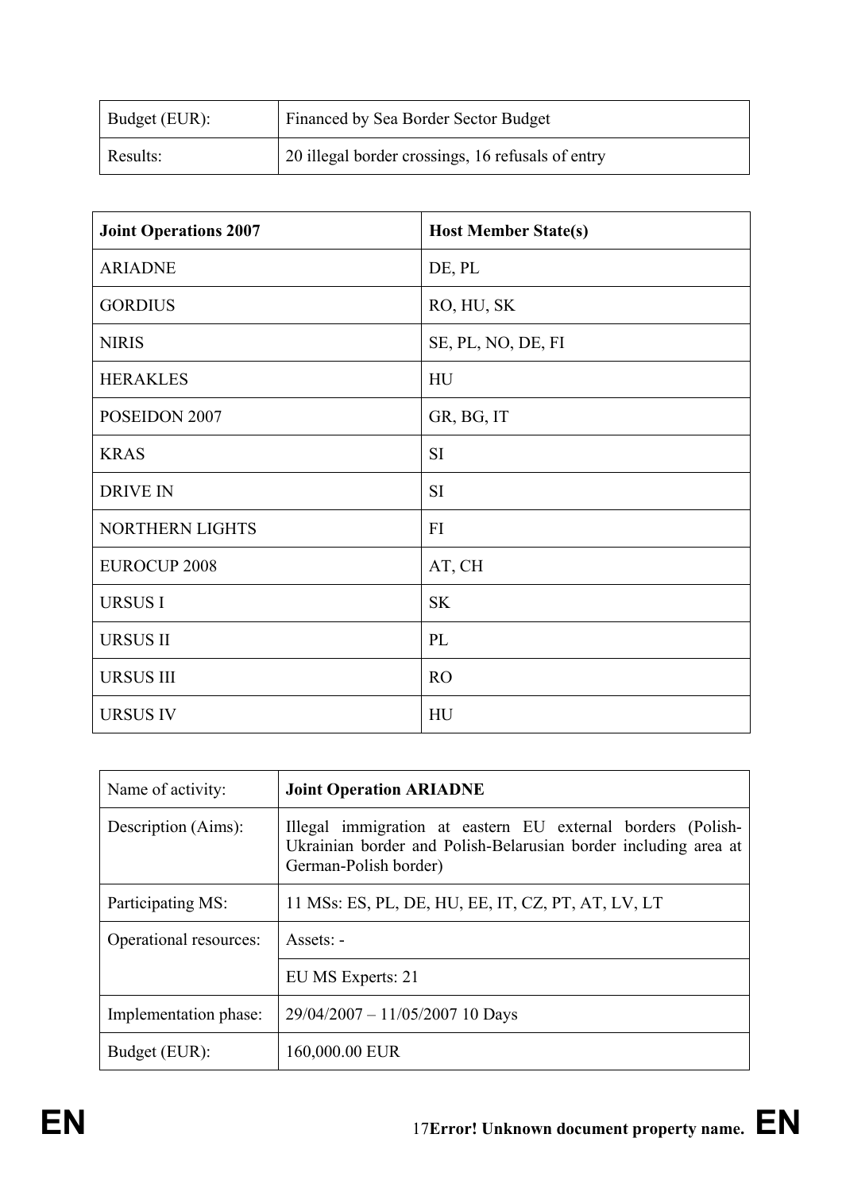| Budget (EUR): | Financed by Sea Border Sector Budget |
|---|---|
| Results: | 20 illegal border crossings, 16 refusals of entry |

| **Joint Operations 2007** | **Host Member State(s)** |
|---|---|
| ARIADNE | DE, PL |
| GORDIUS | RO, HU, SK |
| NIRIS | SE, PL, NO, DE, FI |
| HERAKLES | HU |
| POSEIDON 2007 | GR, BG, IT |
| KRAS | SI |
| DRIVE IN | SI |
| NORTHERN LIGHTS | FI |
| EUROCUP 2008 | AT, CH |
| URSUS I | SK |
| URSUS II | PL |
| URSUS III | RO |
| URSUS IV | HU |

| Name of activity: | **Joint Operation ARIADNE** |
|---|---|
| Description (Aims): | Illegal immigration at eastern EU external borders (Polish-Ukrainian border and Polish-Belarusian border including area at German-Polish border) |
| Participating MS: | 11 MSs: ES, PL, DE, HU, EE, IT, CZ, PT, AT, LV, LT |
| Operational resources: | Assets: - |
| | EU MS Experts: 21 |
| Implementation phase: | 29/04/2007 – 11/05/2007 10 Days |
| Budget (EUR): | 160,000.00 EUR |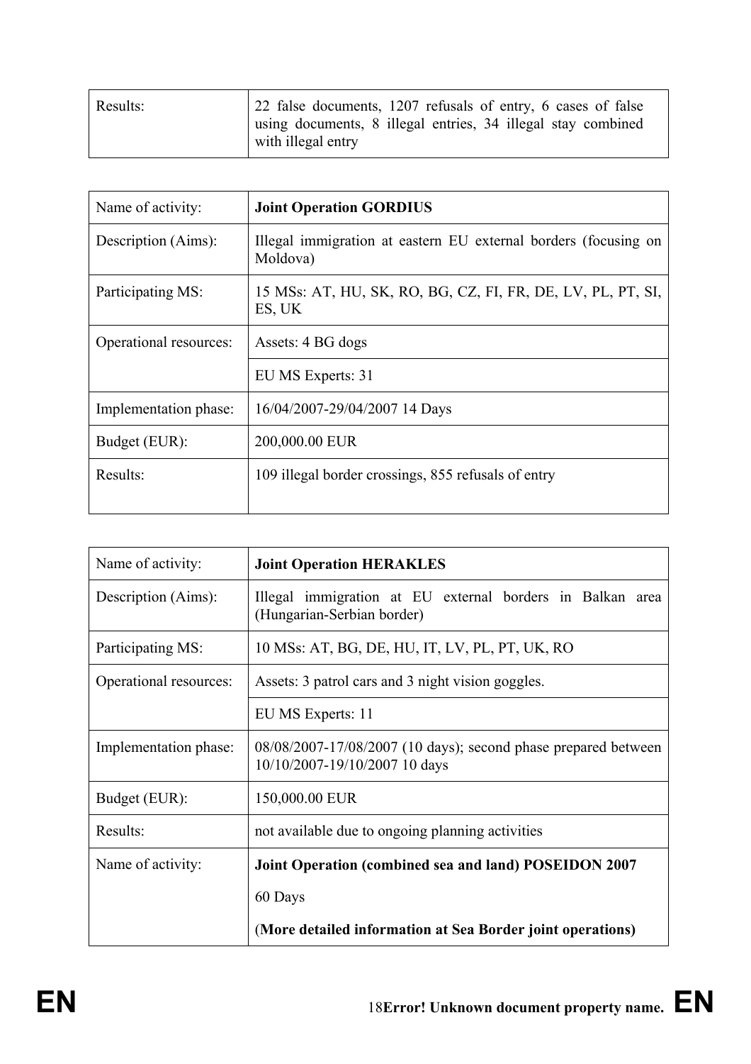| | |
|---|---|
| Results: | 22 false documents, 1207 refusals of entry, 6 cases of false using documents, 8 illegal entries, 34 illegal stay combined with illegal entry |

| Name of activity: | **Joint Operation GORDIUS** |
|---|---|
| Description (Aims): | Illegal immigration at eastern EU external borders (focusing on Moldova) |
| Participating MS: | 15 MSs: AT, HU, SK, RO, BG, CZ, FI, FR, DE, LV, PL, PT, SI, ES, UK |
| Operational resources: | Assets: 4 BG dogs |
| | EU MS Experts: 31 |
| Implementation phase: | 16/04/2007-29/04/2007 14 Days |
| Budget (EUR): | 200,000.00 EUR |
| Results: | 109 illegal border crossings, 855 refusals of entry |

| Name of activity: | **Joint Operation HERAKLES** |
|---|---|
| Description (Aims): | Illegal immigration at EU external borders in Balkan area (Hungarian-Serbian border) |
| Participating MS: | 10 MSs: AT, BG, DE, HU, IT, LV, PL, PT, UK, RO |
| Operational resources: | Assets: 3 patrol cars and 3 night vision goggles. |
| | EU MS Experts: 11 |
| Implementation phase: | 08/08/2007-17/08/2007 (10 days); second phase prepared between 10/10/2007-19/10/2007 10 days |
| Budget (EUR): | 150,000.00 EUR |
| Results: | not available due to ongoing planning activities |
| Name of activity: | **Joint Operation (combined sea and land) POSEIDON 2007** 60 Days (**More detailed information at Sea Border joint operations)** |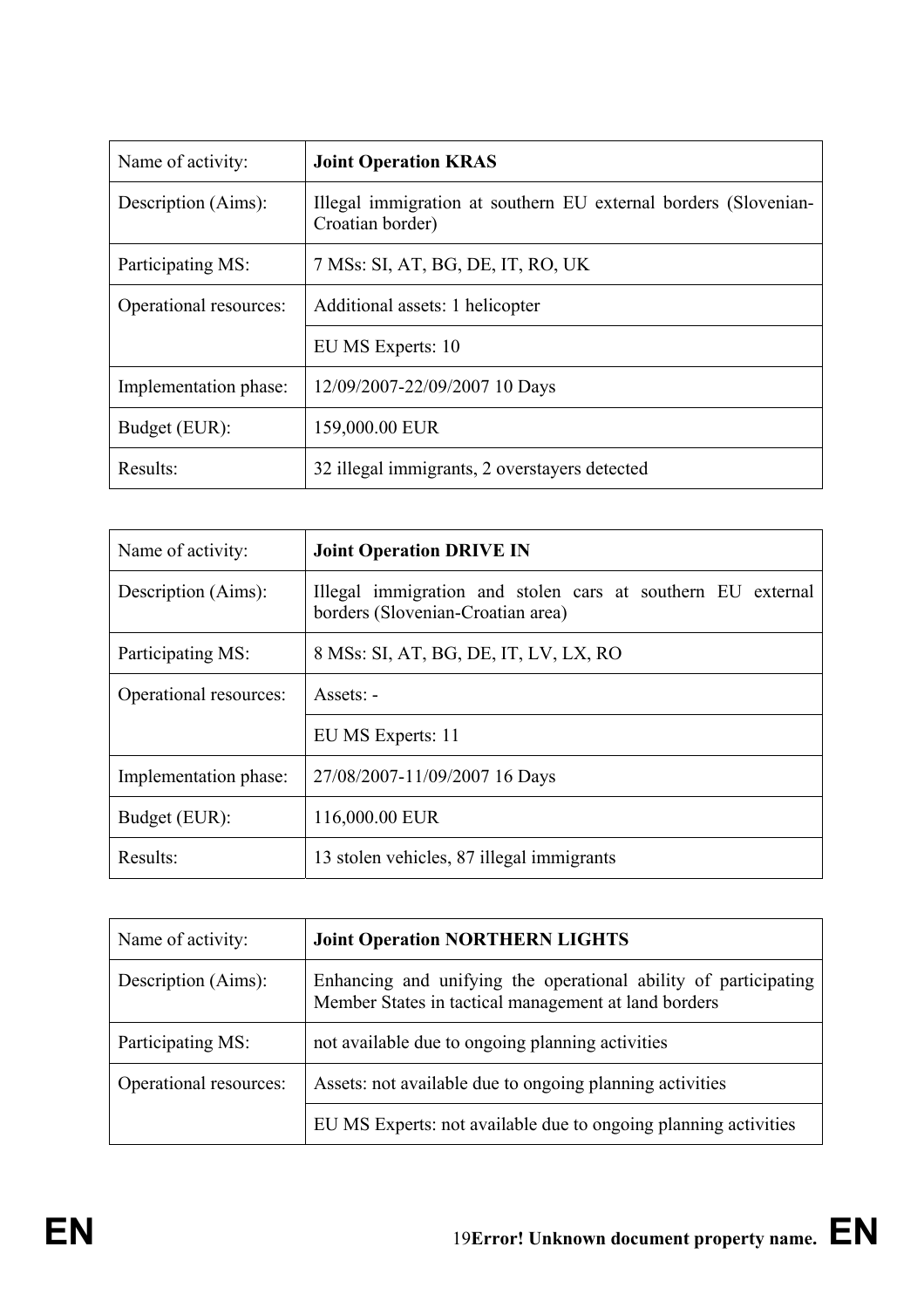| Name of activity: | **Joint Operation KRAS** |
|---|---|
| Description (Aims): | Illegal immigration at southern EU external borders (Slovenian-Croatian border) |
| Participating MS: | 7 MSs: SI, AT, BG, DE, IT, RO, UK |
| Operational resources: | Additional assets: 1 helicopter |
| | EU MS Experts: 10 |
| Implementation phase: | 12/09/2007-22/09/2007 10 Days |
| Budget (EUR): | 159,000.00 EUR |
| Results: | 32 illegal immigrants, 2 overstayers detected |

| Name of activity: | **Joint Operation DRIVE IN** |
|---|---|
| Description (Aims): | Illegal immigration and stolen cars at southern EU external borders (Slovenian-Croatian area) |
| Participating MS: | 8 MSs: SI, AT, BG, DE, IT, LV, LX, RO |
| Operational resources: | Assets: - |
| | EU MS Experts: 11 |
| Implementation phase: | 27/08/2007-11/09/2007 16 Days |
| Budget (EUR): | 116,000.00 EUR |
| Results: | 13 stolen vehicles, 87 illegal immigrants |

| Name of activity: | **Joint Operation NORTHERN LIGHTS** |
|---|---|
| Description (Aims): | Enhancing and unifying the operational ability of participating Member States in tactical management at land borders |
| Participating MS: | not available due to ongoing planning activities |
| Operational resources: | Assets: not available due to ongoing planning activities |
| | EU MS Experts: not available due to ongoing planning activities |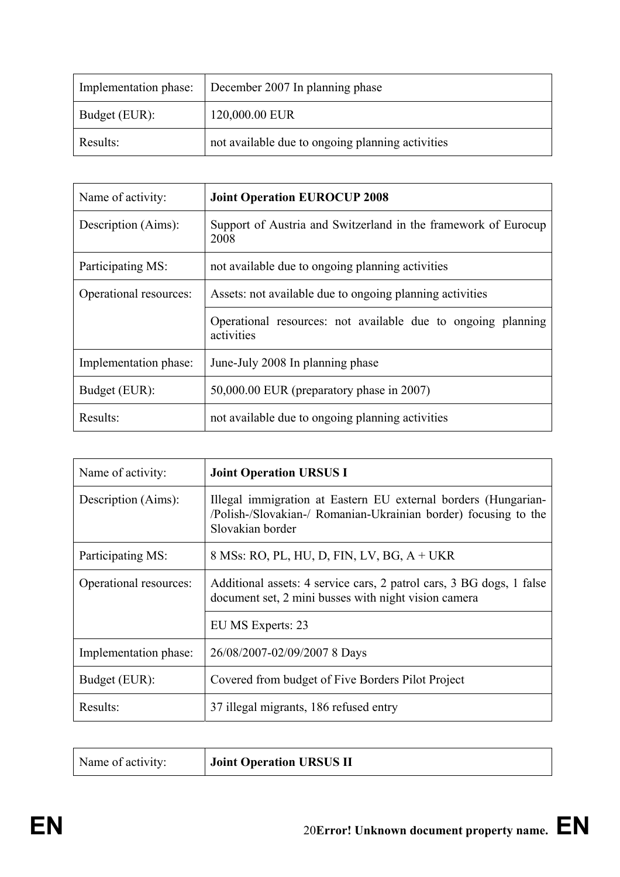| Implementation phase: | December 2007 In planning phase |
|---|---|
| Budget (EUR): | 120,000.00 EUR |
| Results: | not available due to ongoing planning activities |

| Name of activity: | **Joint Operation EUROCUP 2008** |
|---|---|
| Description (Aims): | Support of Austria and Switzerland in the framework of Eurocup 2008 |
| Participating MS: | not available due to ongoing planning activities |
| Operational resources: | Assets: not available due to ongoing planning activities |
| | Operational resources: not available due to ongoing planning activities |
| Implementation phase: | June-July 2008 In planning phase |
| Budget (EUR): | 50,000.00 EUR (preparatory phase in 2007) |
| Results: | not available due to ongoing planning activities |

| Name of activity: | **Joint Operation URSUS I** |
|---|---|
| Description (Aims): | Illegal immigration at Eastern EU external borders (Hungarian-/Polish-/Slovakian-/ Romanian-Ukrainian border) focusing to the Slovakian border |
| Participating MS: | 8 MSs: RO, PL, HU, D, FIN, LV, BG, A + UKR |
| Operational resources: | Additional assets: 4 service cars, 2 patrol cars, 3 BG dogs, 1 false document set, 2 mini busses with night vision camera |
| | EU MS Experts: 23 |
| Implementation phase: | 26/08/2007-02/09/2007 8 Days |
| Budget (EUR): | Covered from budget of Five Borders Pilot Project |
| Results: | 37 illegal migrants, 186 refused entry |

| Name of activity: | **Joint Operation URSUS II** |
|---|---|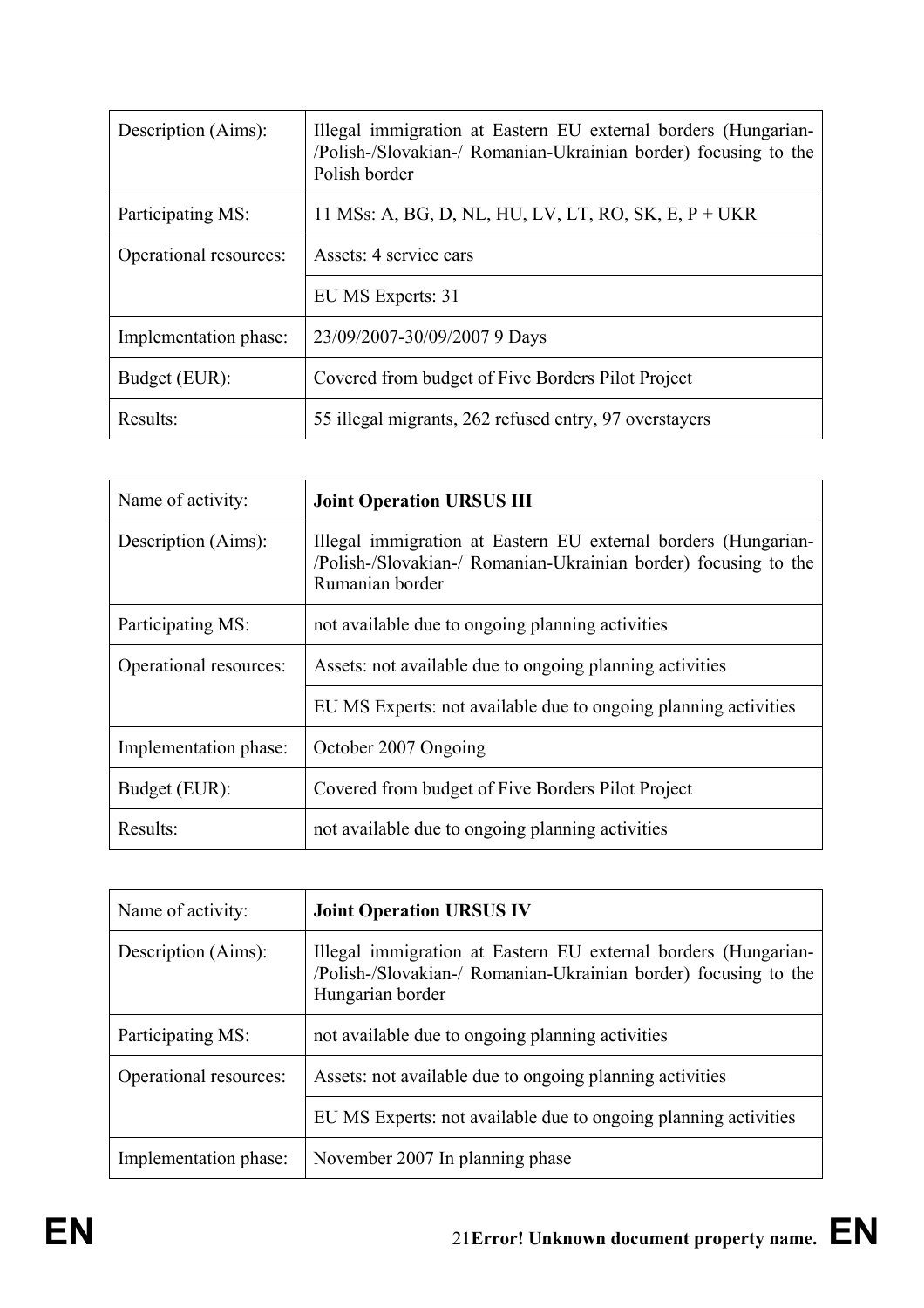| | |
|---|---|
| Description (Aims): | Illegal immigration at Eastern EU external borders (Hungarian-/Polish-/Slovakian-/ Romanian-Ukrainian border) focusing to the Polish border |
| Participating MS: | 11 MSs: A, BG, D, NL, HU, LV, LT, RO, SK, E, P + UKR |
| Operational resources: | Assets: 4 service cars |
| | EU MS Experts: 31 |
| Implementation phase: | 23/09/2007-30/09/2007 9 Days |
| Budget (EUR): | Covered from budget of Five Borders Pilot Project |
| Results: | 55 illegal migrants, 262 refused entry, 97 overstayers |

| Name of activity: | **Joint Operation URSUS III** |
|---|---|
| Description (Aims): | Illegal immigration at Eastern EU external borders (Hungarian-/Polish-/Slovakian-/ Romanian-Ukrainian border) focusing to the Rumanian border |
| Participating MS: | not available due to ongoing planning activities |
| Operational resources: | Assets: not available due to ongoing planning activities |
| | EU MS Experts: not available due to ongoing planning activities |
| Implementation phase: | October 2007 Ongoing |
| Budget (EUR): | Covered from budget of Five Borders Pilot Project |
| Results: | not available due to ongoing planning activities |

| Name of activity: | **Joint Operation URSUS IV** |
|---|---|
| Description (Aims): | Illegal immigration at Eastern EU external borders (Hungarian-/Polish-/Slovakian-/ Romanian-Ukrainian border) focusing to the Hungarian border |
| Participating MS: | not available due to ongoing planning activities |
| Operational resources: | Assets: not available due to ongoing planning activities |
| | EU MS Experts: not available due to ongoing planning activities |
| Implementation phase: | November 2007 In planning phase |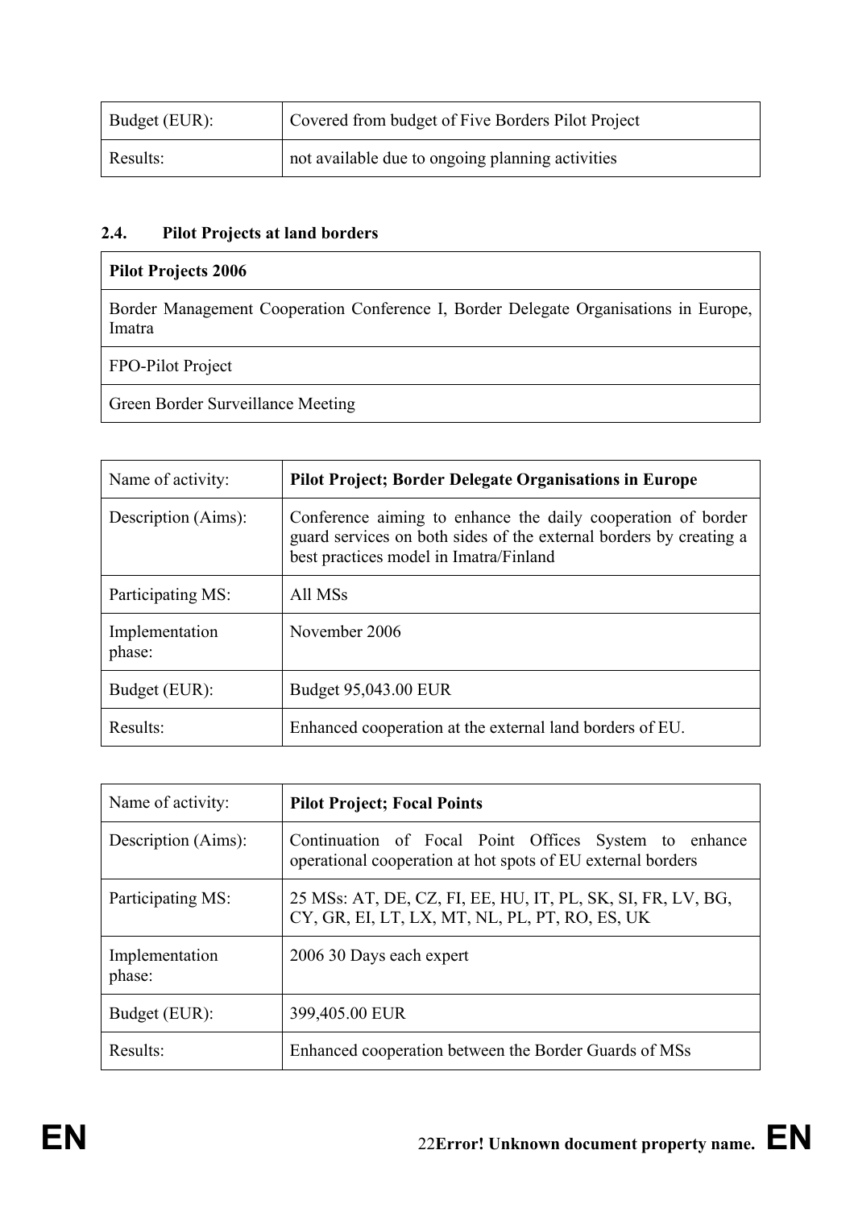| Budget (EUR): | Covered from budget of Five Borders Pilot Project |
| --- | --- |
| Results: | not available due to ongoing planning activities |

## 2.4. Pilot Projects at land borders

| **Pilot Projects 2006** |
| --- |
| Border Management Cooperation Conference I, Border Delegate Organisations in Europe, Imatra |
| FPO-Pilot Project |
| Green Border Surveillance Meeting |

| Name of activity: | **Pilot Project; Border Delegate Organisations in Europe** |
| --- | --- |
| Description (Aims): | Conference aiming to enhance the daily cooperation of border guard services on both sides of the external borders by creating a best practices model in Imatra/Finland |
| Participating MS: | All MSs |
| Implementation phase: | November 2006 |
| Budget (EUR): | Budget 95,043.00 EUR |
| Results: | Enhanced cooperation at the external land borders of EU. |

| Name of activity: | **Pilot Project; Focal Points** |
| --- | --- |
| Description (Aims): | Continuation of Focal Point Offices System to enhance operational cooperation at hot spots of EU external borders |
| Participating MS: | 25 MSs: AT, DE, CZ, FI, EE, HU, IT, PL, SK, SI, FR, LV, BG, CY, GR, EI, LT, LX, MT, NL, PL, PT, RO, ES, UK |
| Implementation phase: | 2006 30 Days each expert |
| Budget (EUR): | 399,405.00 EUR |
| Results: | Enhanced cooperation between the Border Guards of MSs |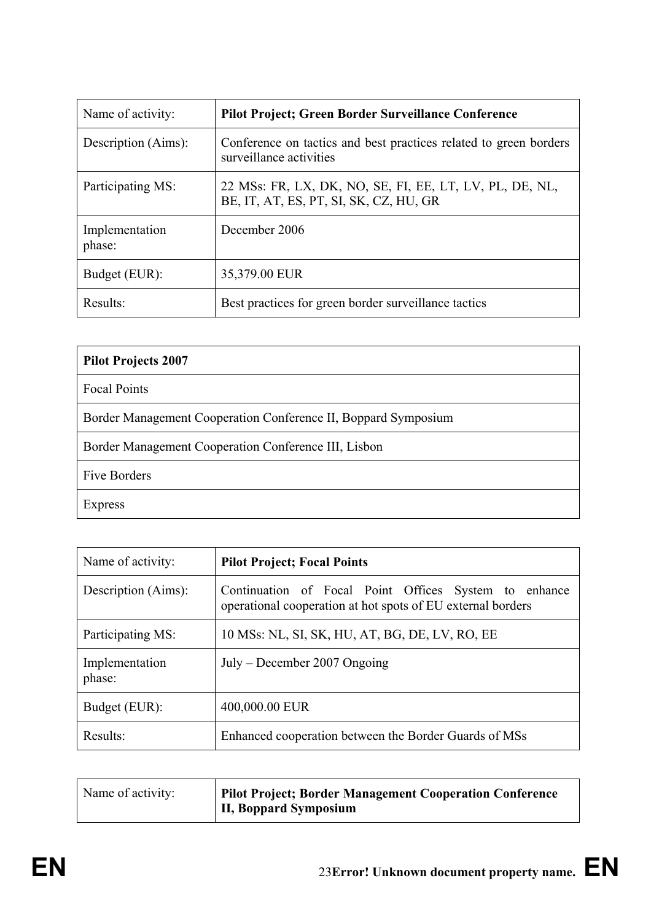| Name of activity: | **Pilot Project; Green Border Surveillance Conference** |
|---|---|
| Description (Aims): | Conference on tactics and best practices related to green borders surveillance activities |
| Participating MS: | 22 MSs: FR, LX, DK, NO, SE, FI, EE, LT, LV, PL, DE, NL, BE, IT, AT, ES, PT, SI, SK, CZ, HU, GR |
| Implementation phase: | December 2006 |
| Budget (EUR): | 35,379.00 EUR |
| Results: | Best practices for green border surveillance tactics |

| **Pilot Projects 2007** |
|---|
| Focal Points |
| Border Management Cooperation Conference II, Boppard Symposium |
| Border Management Cooperation Conference III, Lisbon |
| Five Borders |
| Express |

| Name of activity: | **Pilot Project; Focal Points** |
|---|---|
| Description (Aims): | Continuation of Focal Point Offices System to enhance operational cooperation at hot spots of EU external borders |
| Participating MS: | 10 MSs: NL, SI, SK, HU, AT, BG, DE, LV, RO, EE |
| Implementation phase: | July – December 2007 Ongoing |
| Budget (EUR): | 400,000.00 EUR |
| Results: | Enhanced cooperation between the Border Guards of MSs |

| Name of activity: | **Pilot Project; Border Management Cooperation Conference II, Boppard Symposium** |
|---|---|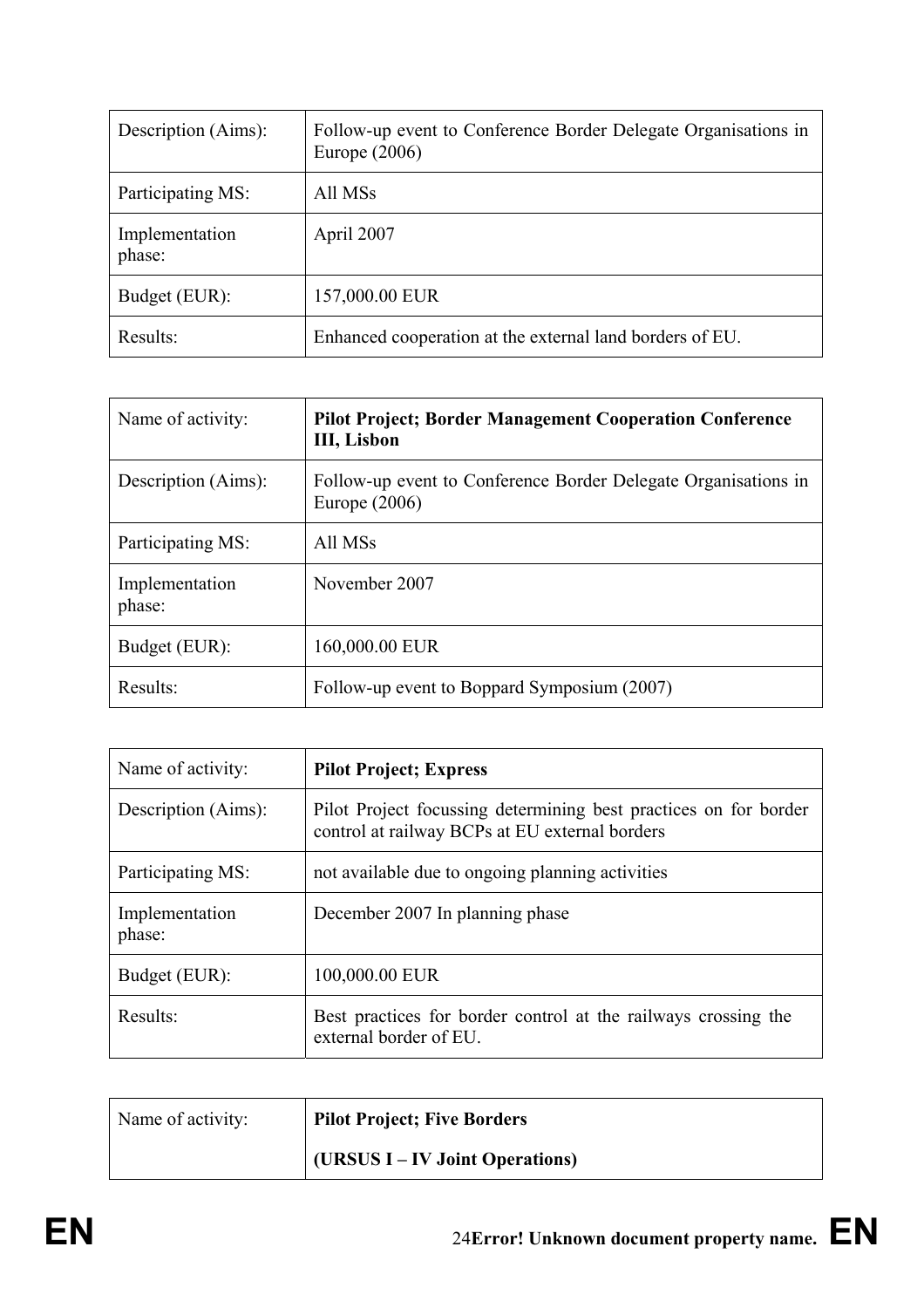| Description (Aims): | Follow-up event to Conference Border Delegate Organisations in Europe (2006) |
|---|---|
| Participating MS: | All MSs |
| Implementation phase: | April 2007 |
| Budget (EUR): | 157,000.00 EUR |
| Results: | Enhanced cooperation at the external land borders of EU. |

| Name of activity: | **Pilot Project; Border Management Cooperation Conference III, Lisbon** |
|---|---|
| Description (Aims): | Follow-up event to Conference Border Delegate Organisations in Europe (2006) |
| Participating MS: | All MSs |
| Implementation phase: | November 2007 |
| Budget (EUR): | 160,000.00 EUR |
| Results: | Follow-up event to Boppard Symposium (2007) |

| Name of activity: | **Pilot Project; Express** |
|---|---|
| Description (Aims): | Pilot Project focussing determining best practices on for border control at railway BCPs at EU external borders |
| Participating MS: | not available due to ongoing planning activities |
| Implementation phase: | December 2007 In planning phase |
| Budget (EUR): | 100,000.00 EUR |
| Results: | Best practices for border control at the railways crossing the external border of EU. |

| Name of activity: | **Pilot Project; Five Borders** **(URSUS I – IV Joint Operations)** |
|---|---|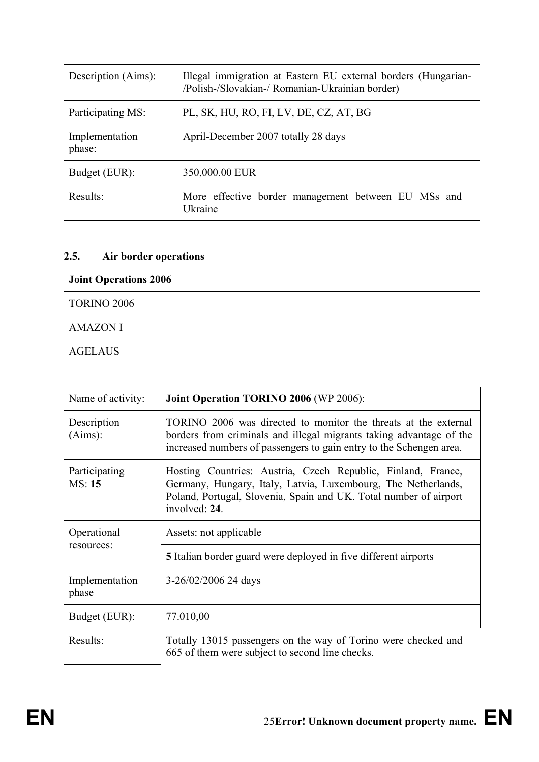| | |
|---|---|
| Description (Aims): | Illegal immigration at Eastern EU external borders (Hungarian-/Polish-/Slovakian-/ Romanian-Ukrainian border) |
| Participating MS: | PL, SK, HU, RO, FI, LV, DE, CZ, AT, BG |
| Implementation phase: | April-December 2007 totally 28 days |
| Budget (EUR): | 350,000.00 EUR |
| Results: | More effective border management between EU MSs and Ukraine |

## 2.5. Air border operations

| **Joint Operations 2006** |
|---|
| TORINO 2006 |
| AMAZON I |
| AGELAUS |

| Name of activity: | **Joint Operation TORINO 2006** (WP 2006): |
|---|---|
| Description (Aims): | TORINO 2006 was directed to monitor the threats at the external borders from criminals and illegal migrants taking advantage of the increased numbers of passengers to gain entry to the Schengen area. |
| Participating MS: **15** | Hosting Countries: Austria, Czech Republic, Finland, France, Germany, Hungary, Italy, Latvia, Luxembourg, The Netherlands, Poland, Portugal, Slovenia, Spain and UK. Total number of airport involved: **24**. |
| Operational resources: | Assets: not applicable |
| | **5** Italian border guard were deployed in five different airports |
| Implementation phase | 3-26/02/2006 24 days |
| Budget (EUR): | 77.010,00 |
| Results: | Totally 13015 passengers on the way of Torino were checked and 665 of them were subject to second line checks. |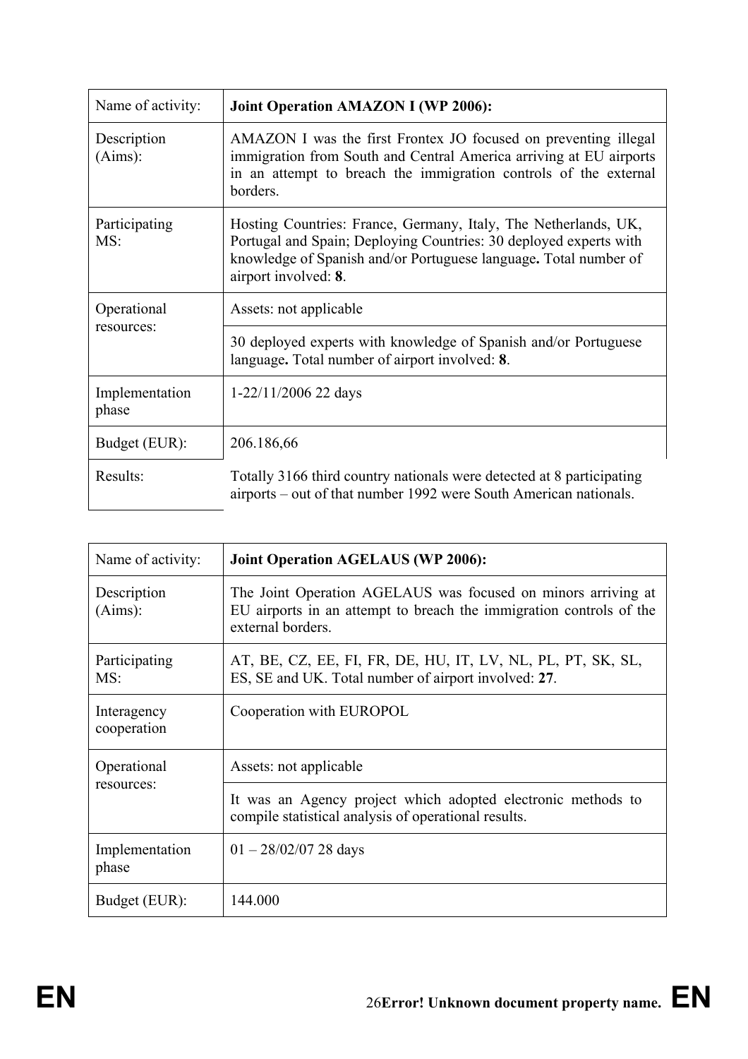| Name of activity: | **Joint Operation AMAZON I (WP 2006):** |
|---|---|
| Description (Aims): | AMAZON I was the first Frontex JO focused on preventing illegal immigration from South and Central America arriving at EU airports in an attempt to breach the immigration controls of the external borders. |
| Participating MS: | Hosting Countries: France, Germany, Italy, The Netherlands, UK, Portugal and Spain; Deploying Countries: 30 deployed experts with knowledge of Spanish and/or Portuguese language**.** Total number of airport involved: **8**. |
| Operational resources: | Assets: not applicable |
| | 30 deployed experts with knowledge of Spanish and/or Portuguese language**.** Total number of airport involved: **8**. |
| Implementation phase | 1-22/11/2006 22 days |
| Budget (EUR): | 206.186,66 |
| Results: | Totally 3166 third country nationals were detected at 8 participating airports – out of that number 1992 were South American nationals. |

| Name of activity: | **Joint Operation AGELAUS (WP 2006):** |
|---|---|
| Description (Aims): | The Joint Operation AGELAUS was focused on minors arriving at EU airports in an attempt to breach the immigration controls of the external borders. |
| Participating MS: | AT, BE, CZ, EE, FI, FR, DE, HU, IT, LV, NL, PL, PT, SK, SL, ES, SE and UK. Total number of airport involved: **27**. |
| Interagency cooperation | Cooperation with EUROPOL |
| Operational resources: | Assets: not applicable |
| | It was an Agency project which adopted electronic methods to compile statistical analysis of operational results. |
| Implementation phase | 01 – 28/02/07 28 days |
| Budget (EUR): | 144.000 |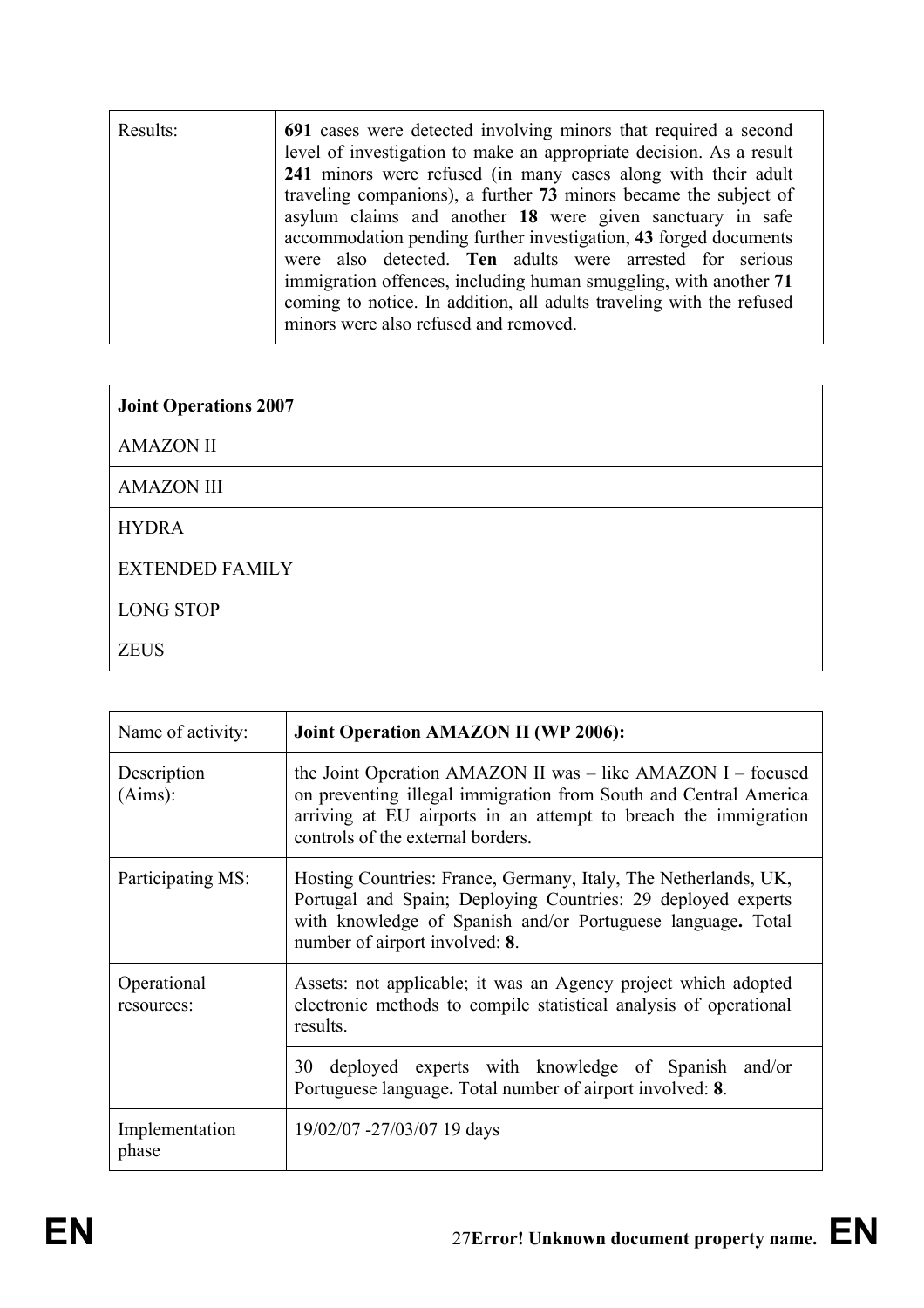| Results: | **691** cases were detected involving minors that required a second level of investigation to make an appropriate decision. As a result **241** minors were refused (in many cases along with their adult traveling companions), a further **73** minors became the subject of asylum claims and another **18** were given sanctuary in safe accommodation pending further investigation, **43** forged documents were also detected. **Ten** adults were arrested for serious immigration offences, including human smuggling, with another **71** coming to notice. In addition, all adults traveling with the refused minors were also refused and removed. |
|---|---|

| **Joint Operations 2007** |
|---|
| AMAZON II |
| AMAZON III |
| HYDRA |
| EXTENDED FAMILY |
| LONG STOP |
| ZEUS |

| Name of activity: | **Joint Operation AMAZON II (WP 2006):** |
|---|---|
| Description (Aims): | the Joint Operation AMAZON II was – like AMAZON I – focused on preventing illegal immigration from South and Central America arriving at EU airports in an attempt to breach the immigration controls of the external borders. |
| Participating MS: | Hosting Countries: France, Germany, Italy, The Netherlands, UK, Portugal and Spain; Deploying Countries: 29 deployed experts with knowledge of Spanish and/or Portuguese language**.** Total number of airport involved: **8**. |
| Operational resources: | Assets: not applicable; it was an Agency project which adopted electronic methods to compile statistical analysis of operational results. |
| | 30 deployed experts with knowledge of Spanish and/or Portuguese language**.** Total number of airport involved: **8**. |
| Implementation phase | 19/02/07 -27/03/07 19 days |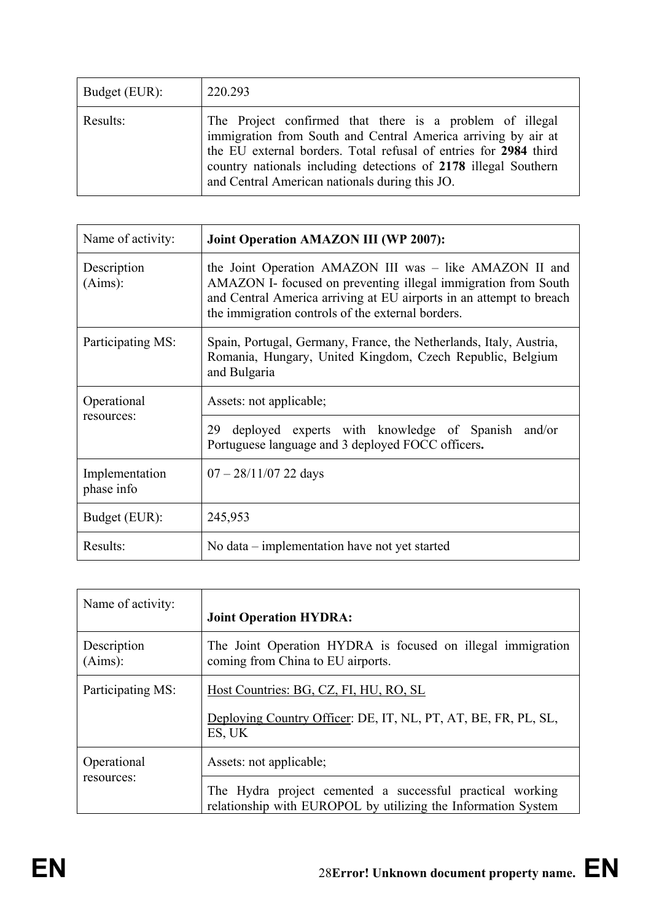| Budget (EUR): | 220.293 |
| --- | --- |
| Results: | The Project confirmed that there is a problem of illegal immigration from South and Central America arriving by air at the EU external borders. Total refusal of entries for **2984** third country nationals including detections of **2178** illegal Southern and Central American nationals during this JO. |

| Name of activity: | **Joint Operation AMAZON III (WP 2007):** |
| --- | --- |
| Description (Aims): | the Joint Operation AMAZON III was – like AMAZON II and AMAZON I- focused on preventing illegal immigration from South and Central America arriving at EU airports in an attempt to breach the immigration controls of the external borders. |
| Participating MS: | Spain, Portugal, Germany, France, the Netherlands, Italy, Austria, Romania, Hungary, United Kingdom, Czech Republic, Belgium and Bulgaria |
| Operational resources: | Assets: not applicable; |
| | 29 deployed experts with knowledge of Spanish and/or Portuguese language and 3 deployed FOCC officers**.** |
| Implementation phase info | 07 – 28/11/07 22 days |
| Budget (EUR): | 245,953 |
| Results: | No data – implementation have not yet started |

| Name of activity: | **Joint Operation HYDRA:** |
| --- | --- |
| Description (Aims): | The Joint Operation HYDRA is focused on illegal immigration coming from China to EU airports. |
| Participating MS: | Host Countries: BG, CZ, FI, HU, RO, SL<br><br>Deploying Country Officer: DE, IT, NL, PT, AT, BE, FR, PL, SL, ES, UK |
| Operational resources: | Assets: not applicable; |
| | The Hydra project cemented a successful practical working relationship with EUROPOL by utilizing the Information System |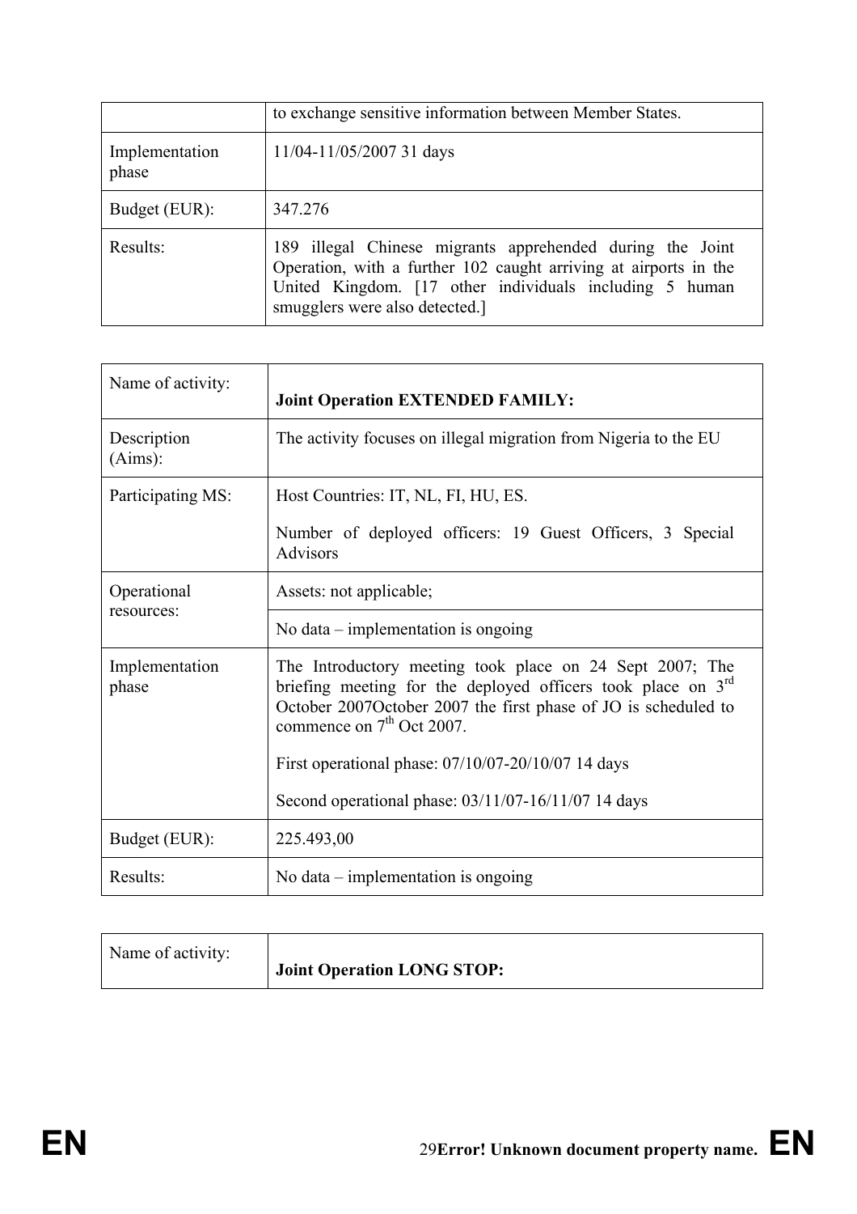| | |
|---|---|
| | to exchange sensitive information between Member States. |
| Implementation phase | 11/04-11/05/2007 31 days |
| Budget (EUR): | 347.276 |
| Results: | 189 illegal Chinese migrants apprehended during the Joint Operation, with a further 102 caught arriving at airports in the United Kingdom. [17 other individuals including 5 human smugglers were also detected.] |

| Name of activity: | **Joint Operation EXTENDED FAMILY:** |
|---|---|
| Description (Aims): | The activity focuses on illegal migration from Nigeria to the EU |
| Participating MS: | Host Countries: IT, NL, FI, HU, ES.<br><br>Number of deployed officers: 19 Guest Officers, 3 Special Advisors |
| Operational resources: | Assets: not applicable; |
| | No data – implementation is ongoing |
| Implementation phase | The Introductory meeting took place on 24 Sept 2007; The briefing meeting for the deployed officers took place on 3rd October 2007October 2007 the first phase of JO is scheduled to commence on 7th Oct 2007.<br><br>First operational phase: 07/10/07-20/10/07 14 days<br><br>Second operational phase: 03/11/07-16/11/07 14 days |
| Budget (EUR): | 225.493,00 |
| Results: | No data – implementation is ongoing |

| Name of activity: | **Joint Operation LONG STOP:** |
|---|---|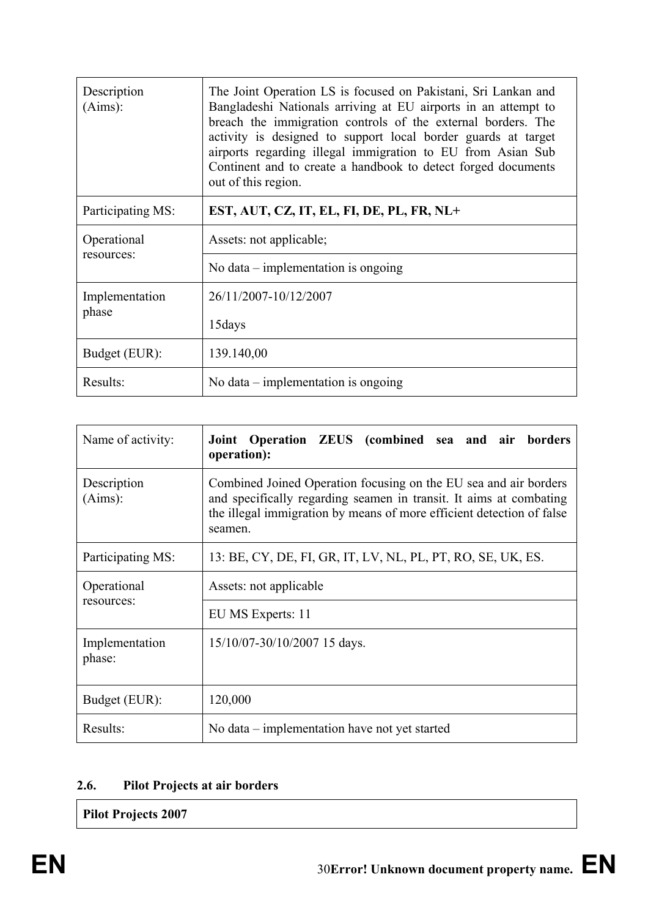| Description (Aims): | The Joint Operation LS is focused on Pakistani, Sri Lankan and Bangladeshi Nationals arriving at EU airports in an attempt to breach the immigration controls of the external borders. The activity is designed to support local border guards at target airports regarding illegal immigration to EU from Asian Sub Continent and to create a handbook to detect forged documents out of this region. |
|---|---|
| Participating MS: | **EST, AUT, CZ, IT, EL, FI, DE, PL, FR, NL+** |
| Operational resources: | Assets: not applicable; |
| | No data – implementation is ongoing |
| Implementation phase | 26/11/2007-10/12/2007<br>15days |
| Budget (EUR): | 139.140,00 |
| Results: | No data – implementation is ongoing |

| Name of activity: | **Joint Operation ZEUS (combined sea and air borders operation):** |
|---|---|
| Description (Aims): | Combined Joined Operation focusing on the EU sea and air borders and specifically regarding seamen in transit. It aims at combating the illegal immigration by means of more efficient detection of false seamen. |
| Participating MS: | 13: BE, CY, DE, FI, GR, IT, LV, NL, PL, PT, RO, SE, UK, ES. |
| Operational resources: | Assets: not applicable |
| | EU MS Experts: 11 |
| Implementation phase: | 15/10/07-30/10/2007 15 days. |
| Budget (EUR): | 120,000 |
| Results: | No data – implementation have not yet started |

### 2.6. Pilot Projects at air borders

| **Pilot Projects 2007** |
|---|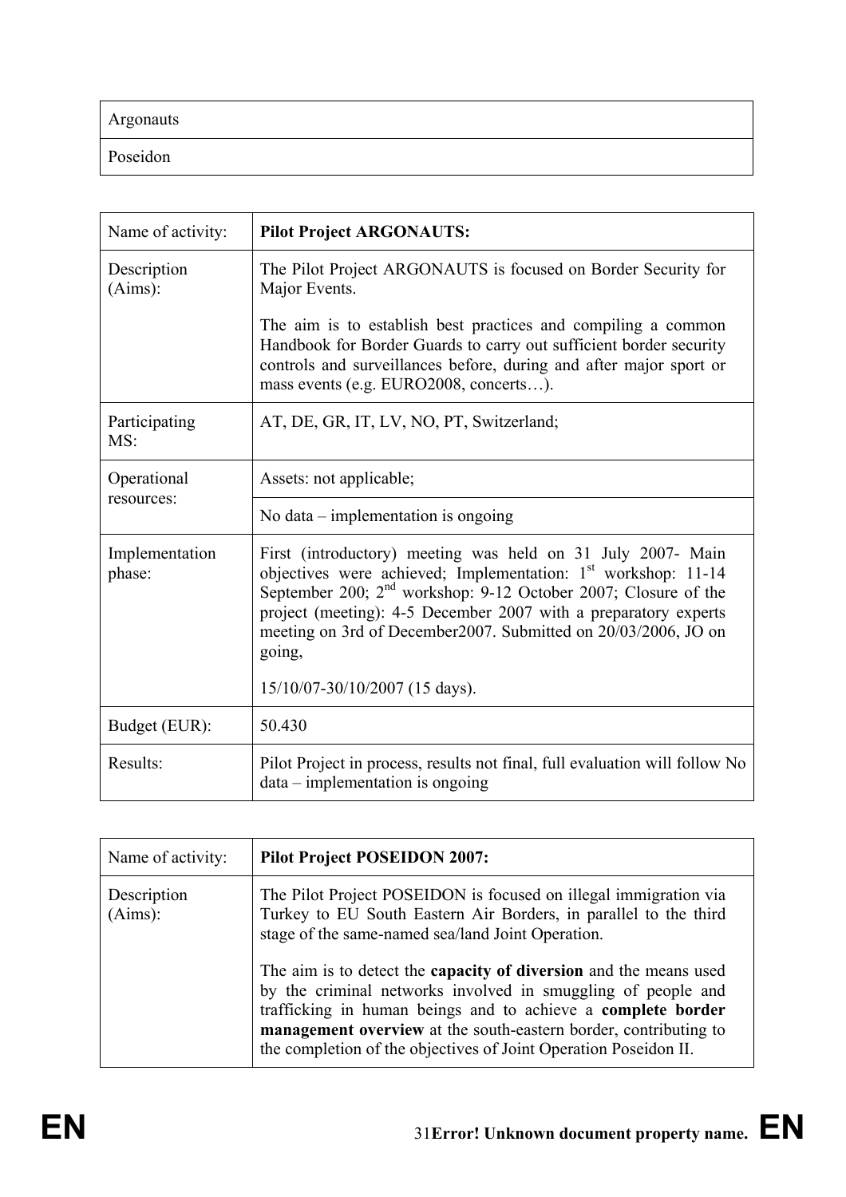| Argonauts |
| --- |
| Poseidon |

| Name of activity: | **Pilot Project ARGONAUTS:** |
| --- | --- |
| Description (Aims): | The Pilot Project ARGONAUTS is focused on Border Security for Major Events.<br><br>The aim is to establish best practices and compiling a common Handbook for Border Guards to carry out sufficient border security controls and surveillances before, during and after major sport or mass events (e.g. EURO2008, concerts…). |
| Participating MS: | AT, DE, GR, IT, LV, NO, PT, Switzerland; |
| Operational resources: | Assets: not applicable; |
| | No data – implementation is ongoing |
| Implementation phase: | First (introductory) meeting was held on 31 July 2007- Main objectives were achieved; Implementation: 1st workshop: 11-14 September 200; 2nd workshop: 9-12 October 2007; Closure of the project (meeting): 4-5 December 2007 with a preparatory experts meeting on 3rd of December2007. Submitted on 20/03/2006, JO on going,<br><br>15/10/07-30/10/2007 (15 days). |
| Budget (EUR): | 50.430 |
| Results: | Pilot Project in process, results not final, full evaluation will follow No data – implementation is ongoing |

| Name of activity: | **Pilot Project POSEIDON 2007:** |
| --- | --- |
| Description (Aims): | The Pilot Project POSEIDON is focused on illegal immigration via Turkey to EU South Eastern Air Borders, in parallel to the third stage of the same-named sea/land Joint Operation.<br><br>The aim is to detect the **capacity of diversion** and the means used by the criminal networks involved in smuggling of people and trafficking in human beings and to achieve a **complete border management overview** at the south-eastern border, contributing to the completion of the objectives of Joint Operation Poseidon II. |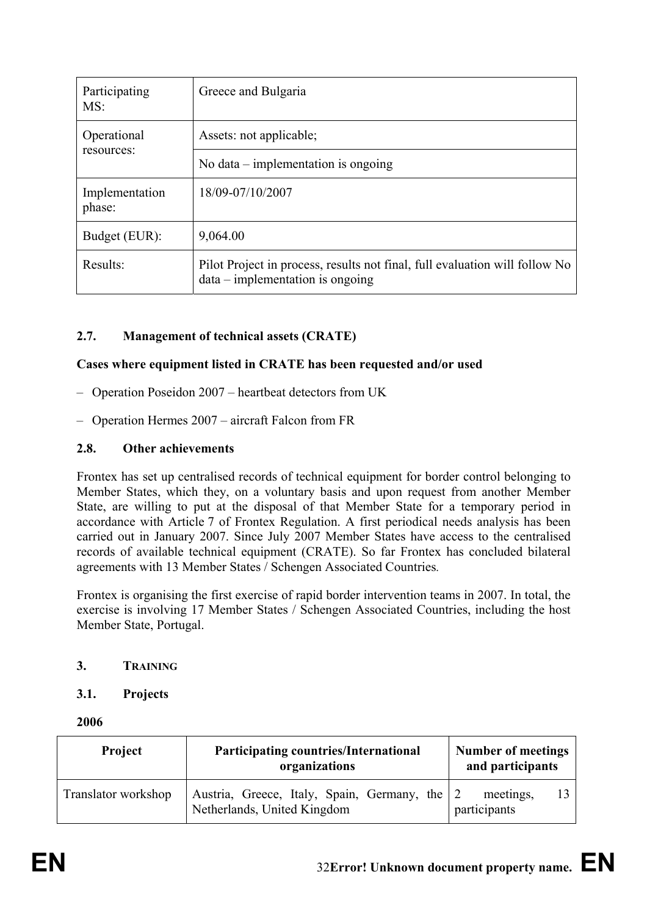| Participating MS: | Greece and Bulgaria |
|---|---|
| Operational resources: | Assets: not applicable; |
| | No data – implementation is ongoing |
| Implementation phase: | 18/09-07/10/2007 |
| Budget (EUR): | 9,064.00 |
| Results: | Pilot Project in process, results not final, full evaluation will follow No data – implementation is ongoing |

### 2.7. Management of technical assets (CRATE)

**Cases where equipment listed in CRATE has been requested and/or used**

- Operation Poseidon 2007 – heartbeat detectors from UK
- Operation Hermes 2007 – aircraft Falcon from FR

### 2.8. Other achievements

Frontex has set up centralised records of technical equipment for border control belonging to Member States, which they, on a voluntary basis and upon request from another Member State, are willing to put at the disposal of that Member State for a temporary period in accordance with Article 7 of Frontex Regulation. A first periodical needs analysis has been carried out in January 2007. Since July 2007 Member States have access to the centralised records of available technical equipment (CRATE). So far Frontex has concluded bilateral agreements with 13 Member States / Schengen Associated Countries.

Frontex is organising the first exercise of rapid border intervention teams in 2007. In total, the exercise is involving 17 Member States / Schengen Associated Countries, including the host Member State, Portugal.

## 3. TRAINING

### 3.1. Projects

**2006**

| Project | Participating countries/International organizations | Number of meetings and participants |
|---|---|---|
| Translator workshop | Austria, Greece, Italy, Spain, Germany, the Netherlands, United Kingdom | 2 meetings, 13 participants |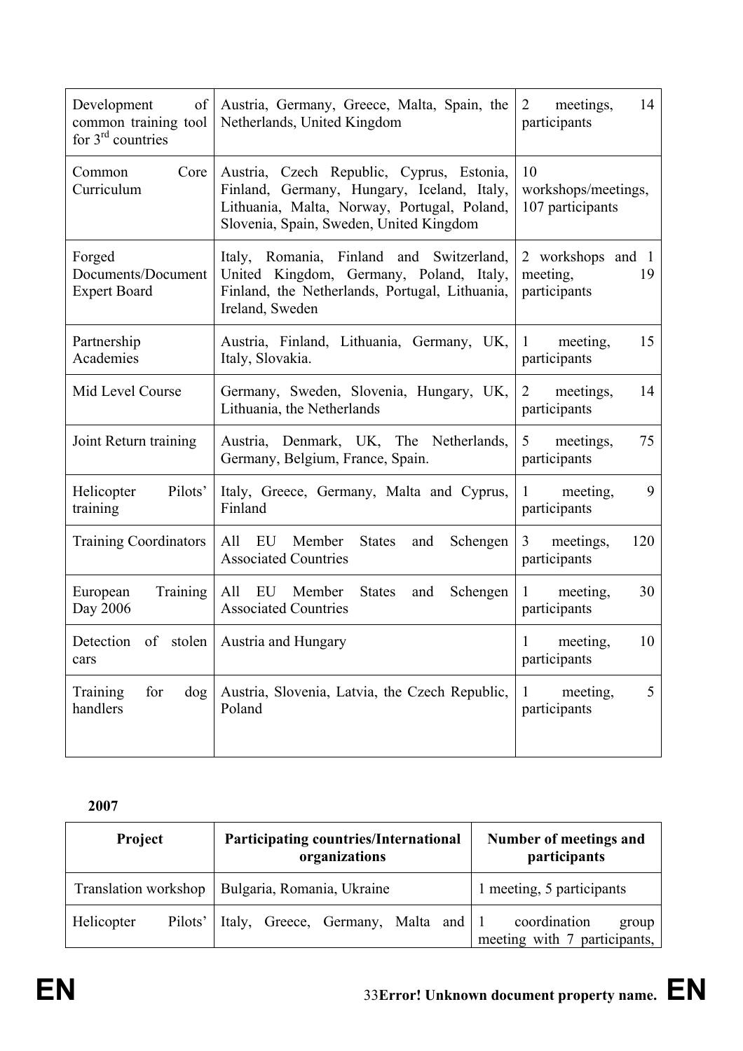| Development of common training tool for 3rd countries | Austria, Germany, Greece, Malta, Spain, the Netherlands, United Kingdom | 2 meetings, 14 participants |
|---|---|---|
| Common Core Curriculum | Austria, Czech Republic, Cyprus, Estonia, Finland, Germany, Hungary, Iceland, Italy, Lithuania, Malta, Norway, Portugal, Poland, Slovenia, Spain, Sweden, United Kingdom | 10 workshops/meetings, 107 participants |
| Forged Documents/Document Expert Board | Italy, Romania, Finland and Switzerland, United Kingdom, Germany, Poland, Italy, Finland, the Netherlands, Portugal, Lithuania, Ireland, Sweden | 2 workshops and 1 meeting, 19 participants |
| Partnership Academies | Austria, Finland, Lithuania, Germany, UK, Italy, Slovakia. | 1 meeting, 15 participants |
| Mid Level Course | Germany, Sweden, Slovenia, Hungary, UK, Lithuania, the Netherlands | 2 meetings, 14 participants |
| Joint Return training | Austria, Denmark, UK, The Netherlands, Germany, Belgium, France, Spain. | 5 meetings, 75 participants |
| Helicopter Pilots' training | Italy, Greece, Germany, Malta and Cyprus, Finland | 1 meeting, 9 participants |
| Training Coordinators | All EU Member States and Schengen Associated Countries | 3 meetings, 120 participants |
| European Training Day 2006 | All EU Member States and Schengen Associated Countries | 1 meeting, 30 participants |
| Detection of stolen cars | Austria and Hungary | 1 meeting, 10 participants |
| Training for dog handlers | Austria, Slovenia, Latvia, the Czech Republic, Poland | 1 meeting, 5 participants |

**2007**

| Project | Participating countries/International organizations | Number of meetings and participants |
|---|---|---|
| Translation workshop | Bulgaria, Romania, Ukraine | 1 meeting, 5 participants |
| Helicopter Pilots' | Italy, Greece, Germany, Malta and | 1 coordination group meeting with 7 participants, |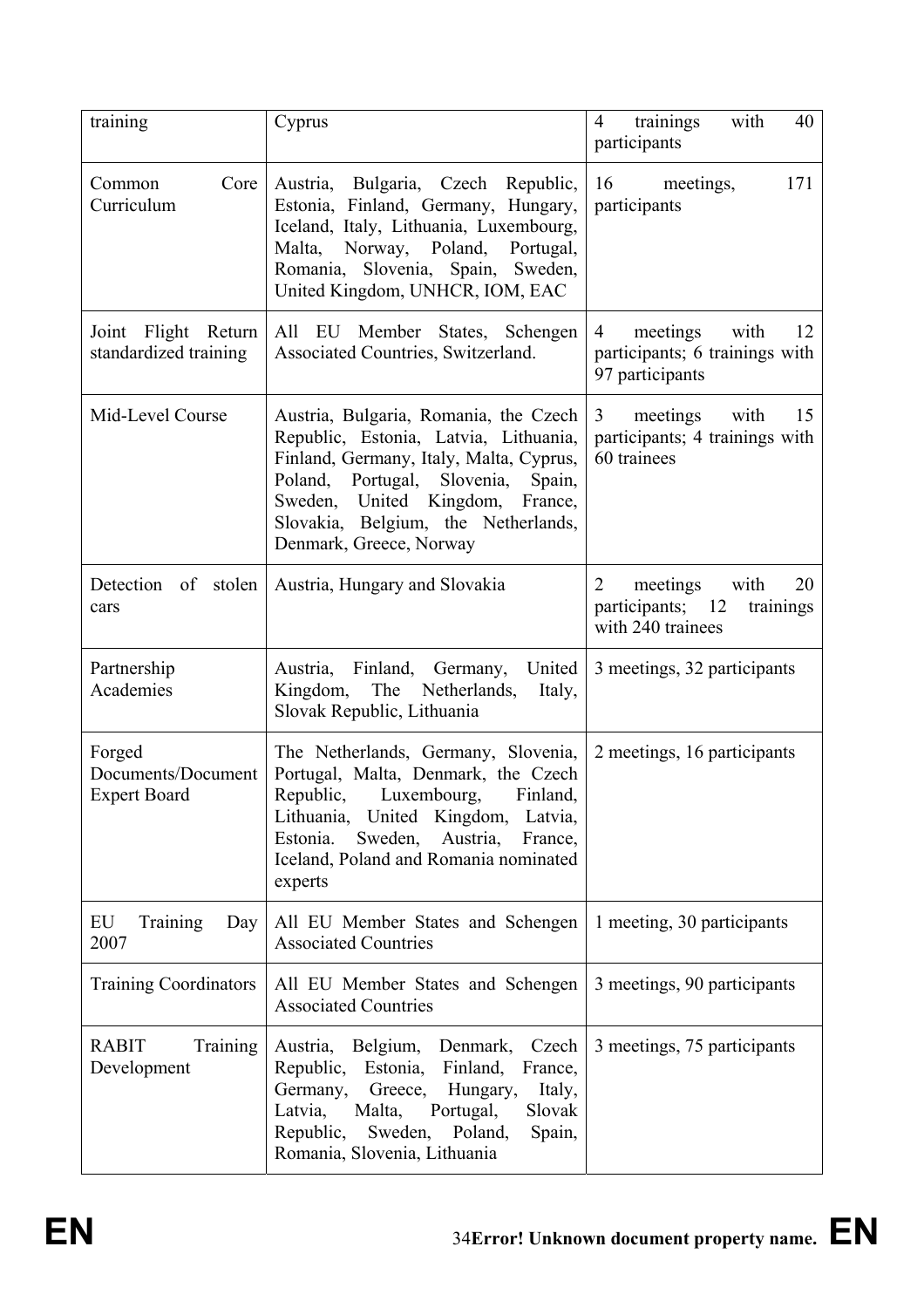| training | Cyprus | 4 trainings with 40 participants |
|---|---|---|
| Common Core Curriculum | Austria, Bulgaria, Czech Republic, Estonia, Finland, Germany, Hungary, Iceland, Italy, Lithuania, Luxembourg, Malta, Norway, Poland, Portugal, Romania, Slovenia, Spain, Sweden, United Kingdom, UNHCR, IOM, EAC | 16 meetings, 171 participants |
| Joint Flight Return standardized training | All EU Member States, Schengen Associated Countries, Switzerland. | 4 meetings with 12 participants; 6 trainings with 97 participants |
| Mid-Level Course | Austria, Bulgaria, Romania, the Czech Republic, Estonia, Latvia, Lithuania, Finland, Germany, Italy, Malta, Cyprus, Poland, Portugal, Slovenia, Spain, Sweden, United Kingdom, France, Slovakia, Belgium, the Netherlands, Denmark, Greece, Norway | 3 meetings with 15 participants; 4 trainings with 60 trainees |
| Detection of stolen cars | Austria, Hungary and Slovakia | 2 meetings with 20 participants; 12 trainings with 240 trainees |
| Partnership Academies | Austria, Finland, Germany, United Kingdom, The Netherlands, Italy, Slovak Republic, Lithuania | 3 meetings, 32 participants |
| Forged Documents/Document Expert Board | The Netherlands, Germany, Slovenia, Portugal, Malta, Denmark, the Czech Republic, Luxembourg, Finland, Lithuania, United Kingdom, Latvia, Estonia. Sweden, Austria, France, Iceland, Poland and Romania nominated experts | 2 meetings, 16 participants |
| EU Training Day 2007 | All EU Member States and Schengen Associated Countries | 1 meeting, 30 participants |
| Training Coordinators | All EU Member States and Schengen Associated Countries | 3 meetings, 90 participants |
| RABIT Training Development | Austria, Belgium, Denmark, Czech Republic, Estonia, Finland, France, Germany, Greece, Hungary, Italy, Latvia, Malta, Portugal, Slovak Republic, Sweden, Poland, Spain, Romania, Slovenia, Lithuania | 3 meetings, 75 participants |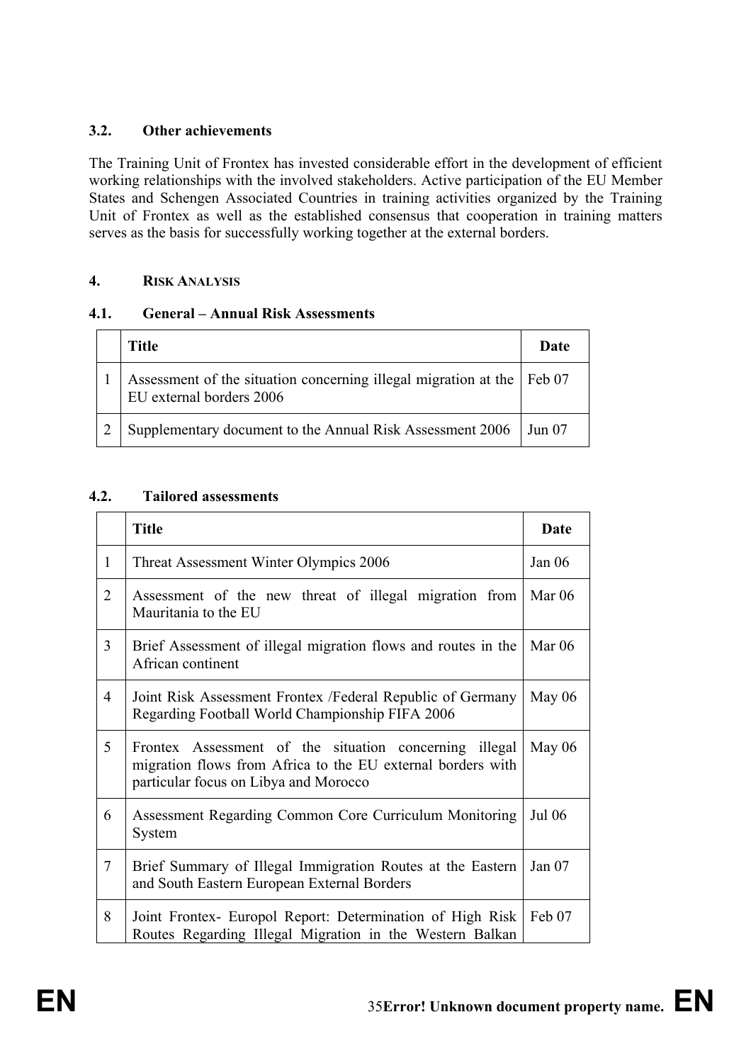### 3.2. Other achievements

The Training Unit of Frontex has invested considerable effort in the development of efficient working relationships with the involved stakeholders. Active participation of the EU Member States and Schengen Associated Countries in training activities organized by the Training Unit of Frontex as well as the established consensus that cooperation in training matters serves as the basis for successfully working together at the external borders.

## 4. RISK ANALYSIS

### 4.1. General – Annual Risk Assessments

| | Title | Date |
|---|---|---|
| 1 | Assessment of the situation concerning illegal migration at the EU external borders 2006 | Feb 07 |
| 2 | Supplementary document to the Annual Risk Assessment 2006 | Jun 07 |

### 4.2. Tailored assessments

| | Title | Date |
|---|---|---|
| 1 | Threat Assessment Winter Olympics 2006 | Jan 06 |
| 2 | Assessment of the new threat of illegal migration from Mauritania to the EU | Mar 06 |
| 3 | Brief Assessment of illegal migration flows and routes in the African continent | Mar 06 |
| 4 | Joint Risk Assessment Frontex /Federal Republic of Germany Regarding Football World Championship FIFA 2006 | May 06 |
| 5 | Frontex Assessment of the situation concerning illegal migration flows from Africa to the EU external borders with particular focus on Libya and Morocco | May 06 |
| 6 | Assessment Regarding Common Core Curriculum Monitoring System | Jul 06 |
| 7 | Brief Summary of Illegal Immigration Routes at the Eastern and South Eastern European External Borders | Jan 07 |
| 8 | Joint Frontex- Europol Report: Determination of High Risk Routes Regarding Illegal Migration in the Western Balkan | Feb 07 |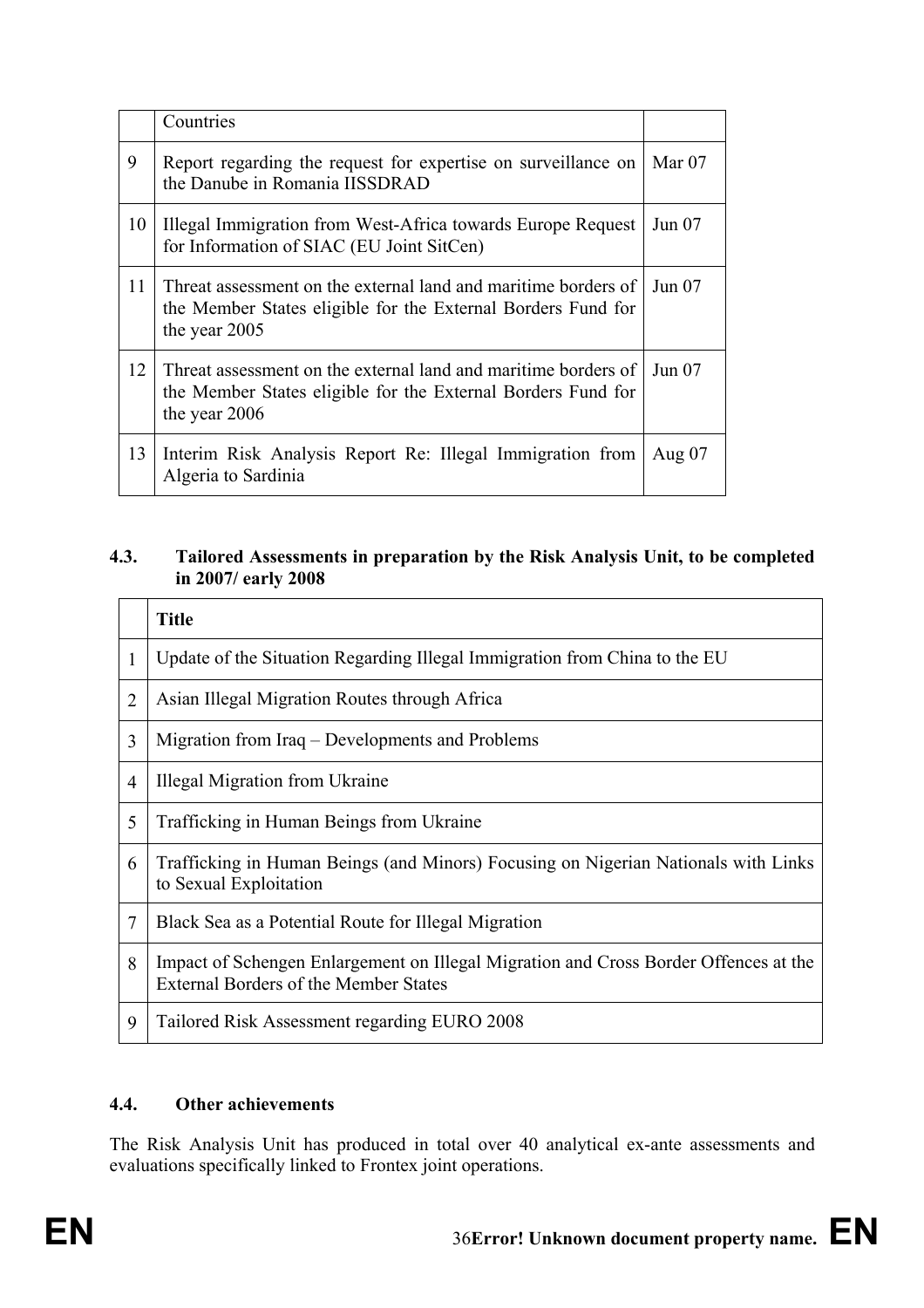| | Countries | |
|---|---|---|
| 9 | Report regarding the request for expertise on surveillance on the Danube in Romania IISSDRAD | Mar 07 |
| 10 | Illegal Immigration from West-Africa towards Europe Request for Information of SIAC (EU Joint SitCen) | Jun 07 |
| 11 | Threat assessment on the external land and maritime borders of the Member States eligible for the External Borders Fund for the year 2005 | Jun 07 |
| 12 | Threat assessment on the external land and maritime borders of the Member States eligible for the External Borders Fund for the year 2006 | Jun 07 |
| 13 | Interim Risk Analysis Report Re: Illegal Immigration from Algeria to Sardinia | Aug 07 |

### 4.3. Tailored Assessments in preparation by the Risk Analysis Unit, to be completed in 2007/ early 2008

| | Title |
|---|---|
| 1 | Update of the Situation Regarding Illegal Immigration from China to the EU |
| 2 | Asian Illegal Migration Routes through Africa |
| 3 | Migration from Iraq – Developments and Problems |
| 4 | Illegal Migration from Ukraine |
| 5 | Trafficking in Human Beings from Ukraine |
| 6 | Trafficking in Human Beings (and Minors) Focusing on Nigerian Nationals with Links to Sexual Exploitation |
| 7 | Black Sea as a Potential Route for Illegal Migration |
| 8 | Impact of Schengen Enlargement on Illegal Migration and Cross Border Offences at the External Borders of the Member States |
| 9 | Tailored Risk Assessment regarding EURO 2008 |

### 4.4. Other achievements

The Risk Analysis Unit has produced in total over 40 analytical ex-ante assessments and evaluations specifically linked to Frontex joint operations.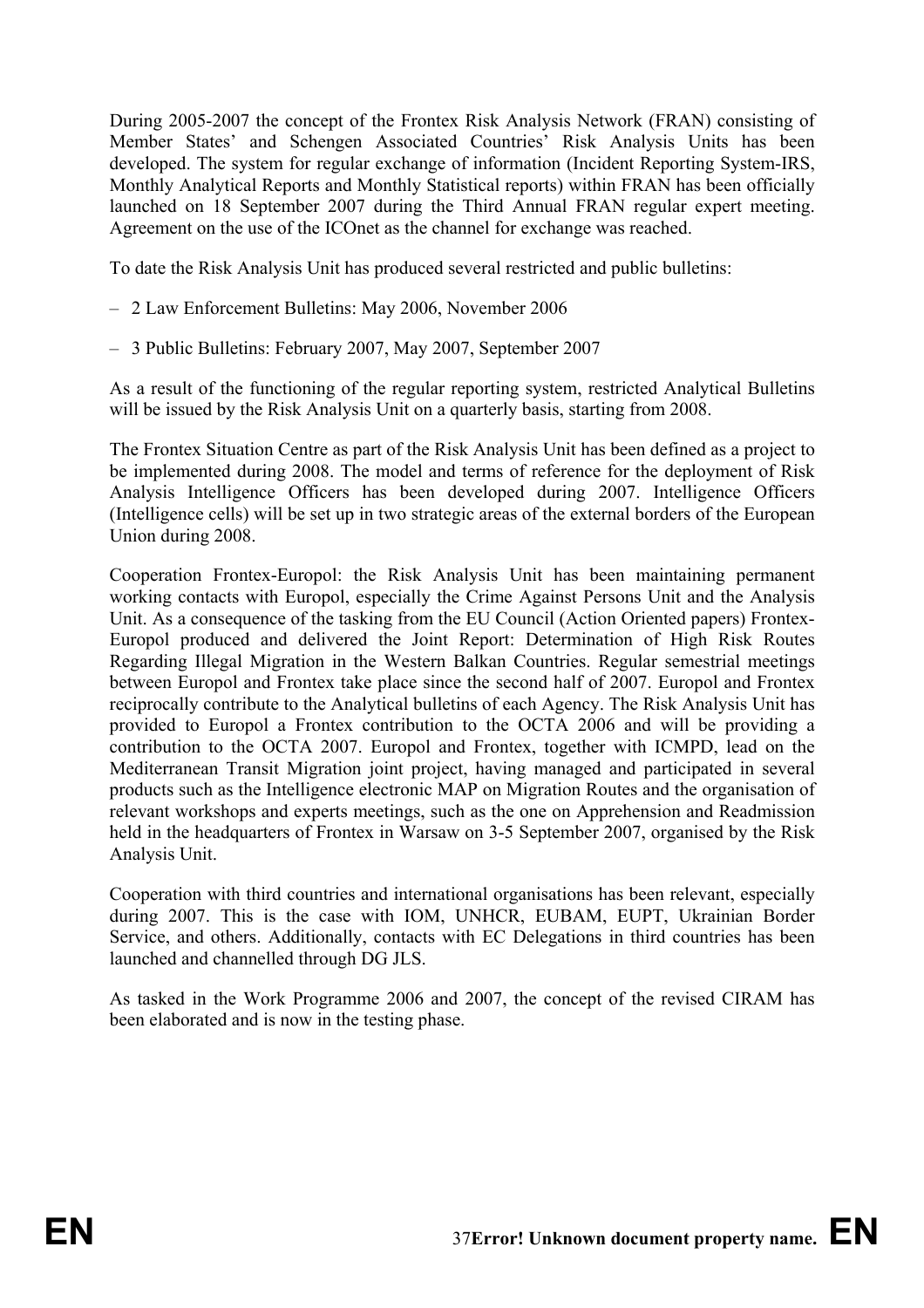During 2005-2007 the concept of the Frontex Risk Analysis Network (FRAN) consisting of Member States' and Schengen Associated Countries' Risk Analysis Units has been developed. The system for regular exchange of information (Incident Reporting System-IRS, Monthly Analytical Reports and Monthly Statistical reports) within FRAN has been officially launched on 18 September 2007 during the Third Annual FRAN regular expert meeting. Agreement on the use of the ICOnet as the channel for exchange was reached.

To date the Risk Analysis Unit has produced several restricted and public bulletins:

– 2 Law Enforcement Bulletins: May 2006, November 2006

– 3 Public Bulletins: February 2007, May 2007, September 2007

As a result of the functioning of the regular reporting system, restricted Analytical Bulletins will be issued by the Risk Analysis Unit on a quarterly basis, starting from 2008.

The Frontex Situation Centre as part of the Risk Analysis Unit has been defined as a project to be implemented during 2008. The model and terms of reference for the deployment of Risk Analysis Intelligence Officers has been developed during 2007. Intelligence Officers (Intelligence cells) will be set up in two strategic areas of the external borders of the European Union during 2008.

Cooperation Frontex-Europol: the Risk Analysis Unit has been maintaining permanent working contacts with Europol, especially the Crime Against Persons Unit and the Analysis Unit. As a consequence of the tasking from the EU Council (Action Oriented papers) Frontex-Europol produced and delivered the Joint Report: Determination of High Risk Routes Regarding Illegal Migration in the Western Balkan Countries. Regular semestrial meetings between Europol and Frontex take place since the second half of 2007. Europol and Frontex reciprocally contribute to the Analytical bulletins of each Agency. The Risk Analysis Unit has provided to Europol a Frontex contribution to the OCTA 2006 and will be providing a contribution to the OCTA 2007. Europol and Frontex, together with ICMPD, lead on the Mediterranean Transit Migration joint project, having managed and participated in several products such as the Intelligence electronic MAP on Migration Routes and the organisation of relevant workshops and experts meetings, such as the one on Apprehension and Readmission held in the headquarters of Frontex in Warsaw on 3-5 September 2007, organised by the Risk Analysis Unit.

Cooperation with third countries and international organisations has been relevant, especially during 2007. This is the case with IOM, UNHCR, EUBAM, EUPT, Ukrainian Border Service, and others. Additionally, contacts with EC Delegations in third countries has been launched and channelled through DG JLS.

As tasked in the Work Programme 2006 and 2007, the concept of the revised CIRAM has been elaborated and is now in the testing phase.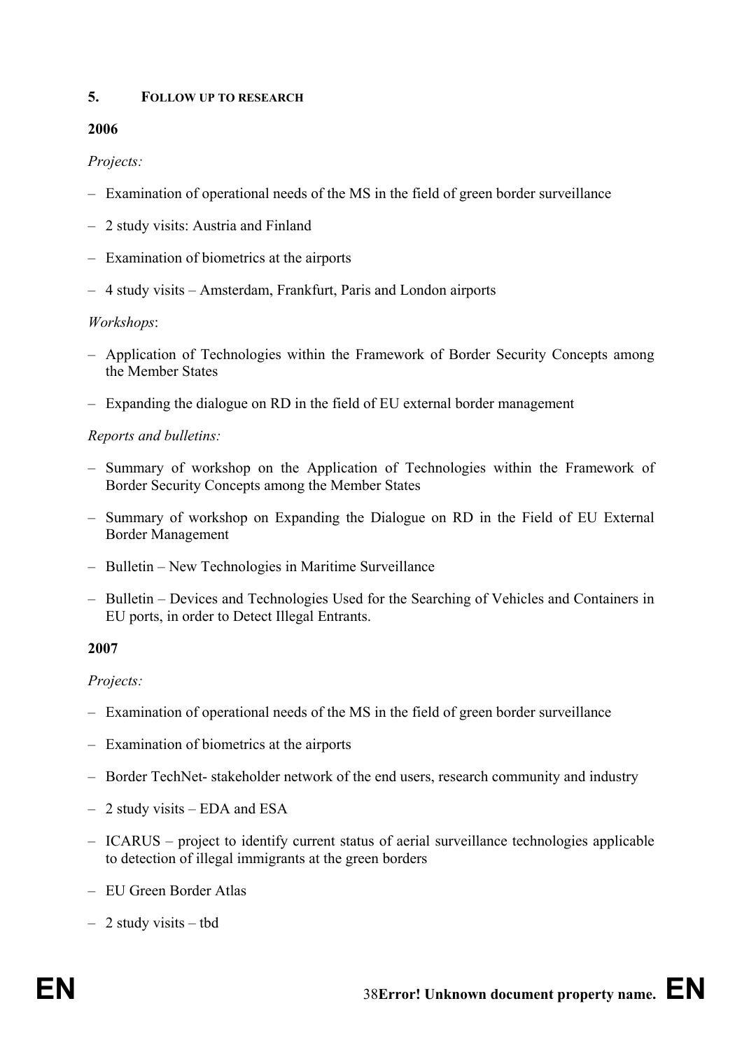## 5. FOLLOW UP TO RESEARCH

**2006**

*Projects:*

- Examination of operational needs of the MS in the field of green border surveillance
- 2 study visits: Austria and Finland
- Examination of biometrics at the airports
- 4 study visits – Amsterdam, Frankfurt, Paris and London airports

*Workshops*:

- Application of Technologies within the Framework of Border Security Concepts among the Member States
- Expanding the dialogue on RD in the field of EU external border management

*Reports and bulletins:*

- Summary of workshop on the Application of Technologies within the Framework of Border Security Concepts among the Member States
- Summary of workshop on Expanding the Dialogue on RD in the Field of EU External Border Management
- Bulletin – New Technologies in Maritime Surveillance
- Bulletin – Devices and Technologies Used for the Searching of Vehicles and Containers in EU ports, in order to Detect Illegal Entrants.

**2007**

*Projects:*

- Examination of operational needs of the MS in the field of green border surveillance
- Examination of biometrics at the airports
- Border TechNet- stakeholder network of the end users, research community and industry
- 2 study visits – EDA and ESA
- ICARUS – project to identify current status of aerial surveillance technologies applicable to detection of illegal immigrants at the green borders
- EU Green Border Atlas
- 2 study visits – tbd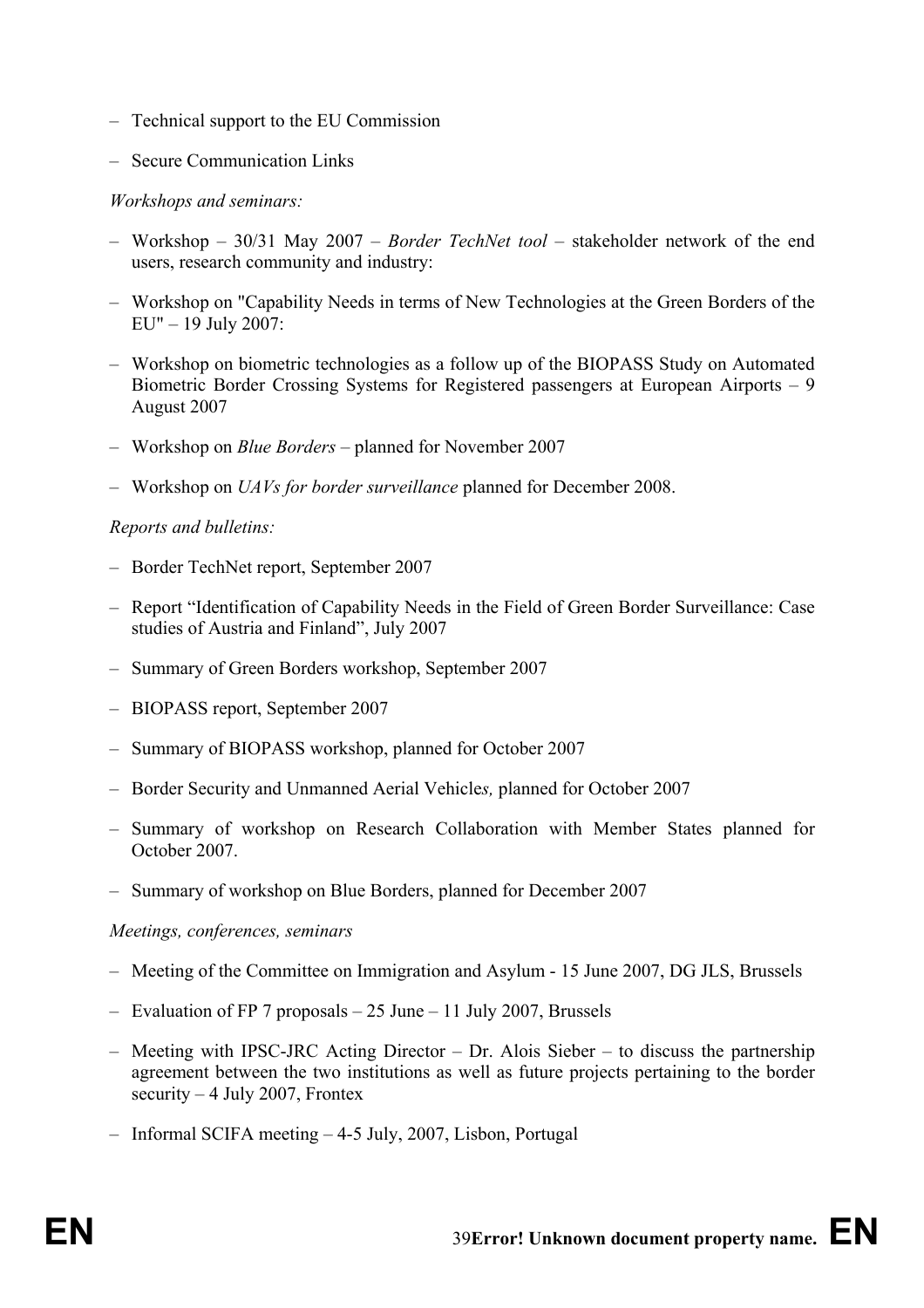– Technical support to the EU Commission

– Secure Communication Links

*Workshops and seminars:*

– Workshop – 30/31 May 2007 – *Border TechNet tool* – stakeholder network of the end users, research community and industry:

– Workshop on "Capability Needs in terms of New Technologies at the Green Borders of the EU" – 19 July 2007:

– Workshop on biometric technologies as a follow up of the BIOPASS Study on Automated Biometric Border Crossing Systems for Registered passengers at European Airports – 9 August 2007

– Workshop on *Blue Borders* – planned for November 2007

– Workshop on *UAVs for border surveillance* planned for December 2008.

*Reports and bulletins:*

– Border TechNet report, September 2007

– Report "Identification of Capability Needs in the Field of Green Border Surveillance: Case studies of Austria and Finland", July 2007

– Summary of Green Borders workshop, September 2007

– BIOPASS report, September 2007

– Summary of BIOPASS workshop, planned for October 2007

– Border Security and Unmanned Aerial Vehicle*s,* planned for October 2007

– Summary of workshop on Research Collaboration with Member States planned for October 2007.

– Summary of workshop on Blue Borders, planned for December 2007

*Meetings, conferences, seminars*

– Meeting of the Committee on Immigration and Asylum - 15 June 2007, DG JLS, Brussels

– Evaluation of FP 7 proposals – 25 June – 11 July 2007, Brussels

– Meeting with IPSC-JRC Acting Director – Dr. Alois Sieber – to discuss the partnership agreement between the two institutions as well as future projects pertaining to the border security – 4 July 2007, Frontex

– Informal SCIFA meeting – 4-5 July, 2007, Lisbon, Portugal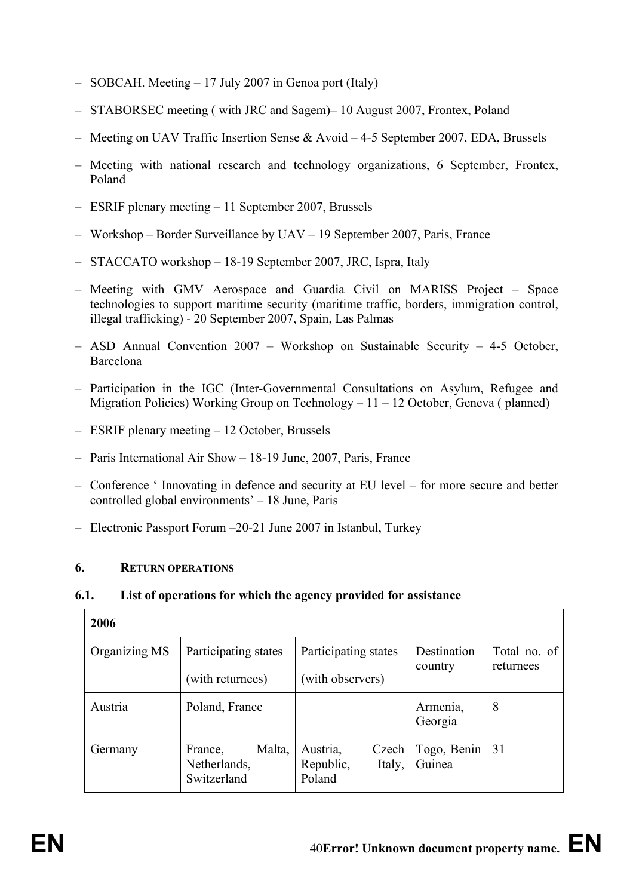- SOBCAH. Meeting – 17 July 2007 in Genoa port (Italy)
- STABORSEC meeting ( with JRC and Sagem)– 10 August 2007, Frontex, Poland
- Meeting on UAV Traffic Insertion Sense & Avoid – 4-5 September 2007, EDA, Brussels
- Meeting with national research and technology organizations, 6 September, Frontex, Poland
- ESRIF plenary meeting – 11 September 2007, Brussels
- Workshop – Border Surveillance by UAV – 19 September 2007, Paris, France
- STACCATO workshop – 18-19 September 2007, JRC, Ispra, Italy
- Meeting with GMV Aerospace and Guardia Civil on MARISS Project – Space technologies to support maritime security (maritime traffic, borders, immigration control, illegal trafficking) - 20 September 2007, Spain, Las Palmas
- ASD Annual Convention 2007 – Workshop on Sustainable Security – 4-5 October, Barcelona
- Participation in the IGC (Inter-Governmental Consultations on Asylum, Refugee and Migration Policies) Working Group on Technology – 11 – 12 October, Geneva ( planned)
- ESRIF plenary meeting – 12 October, Brussels
- Paris International Air Show – 18-19 June, 2007, Paris, France
- Conference ' Innovating in defence and security at EU level – for more secure and better controlled global environments' – 18 June, Paris
- Electronic Passport Forum –20-21 June 2007 in Istanbul, Turkey

## 6. RETURN OPERATIONS

### 6.1. List of operations for which the agency provided for assistance

| 2006 | | | | |
|---|---|---|---|---|
| Organizing MS | Participating states (with returnees) | Participating states (with observers) | Destination country | Total no. of returnees |
| Austria | Poland, France | | Armenia, Georgia | 8 |
| Germany | France, Malta, Netherlands, Switzerland | Austria, Czech Republic, Italy, Poland | Togo, Benin Guinea | 31 |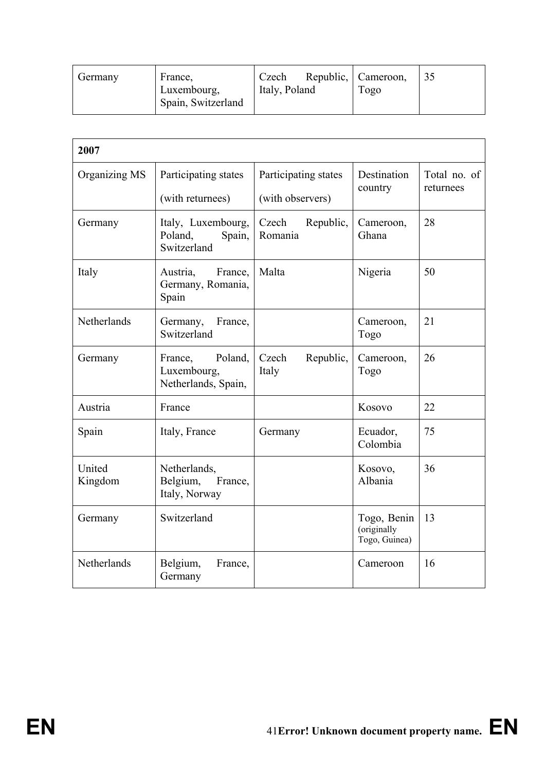| Germany | France, Luxembourg, Spain, Switzerland | Czech Republic, Italy, Poland | Cameroon, Togo | 35 |
|---|---|---|---|---|

| 2007 | | | | |
|---|---|---|---|---|
| Organizing MS | Participating states (with returnees) | Participating states (with observers) | Destination country | Total no. of returnees |
| Germany | Italy, Luxembourg, Poland, Spain, Switzerland | Czech Republic, Romania | Cameroon, Ghana | 28 |
| Italy | Austria, France, Germany, Romania, Spain | Malta | Nigeria | 50 |
| Netherlands | Germany, France, Switzerland | | Cameroon, Togo | 21 |
| Germany | France, Poland, Luxembourg, Netherlands, Spain, | Czech Republic, Italy | Cameroon, Togo | 26 |
| Austria | France | | Kosovo | 22 |
| Spain | Italy, France | Germany | Ecuador, Colombia | 75 |
| United Kingdom | Netherlands, Belgium, France, Italy, Norway | | Kosovo, Albania | 36 |
| Germany | Switzerland | | Togo, Benin (originally Togo, Guinea) | 13 |
| Netherlands | Belgium, France, Germany | | Cameroon | 16 |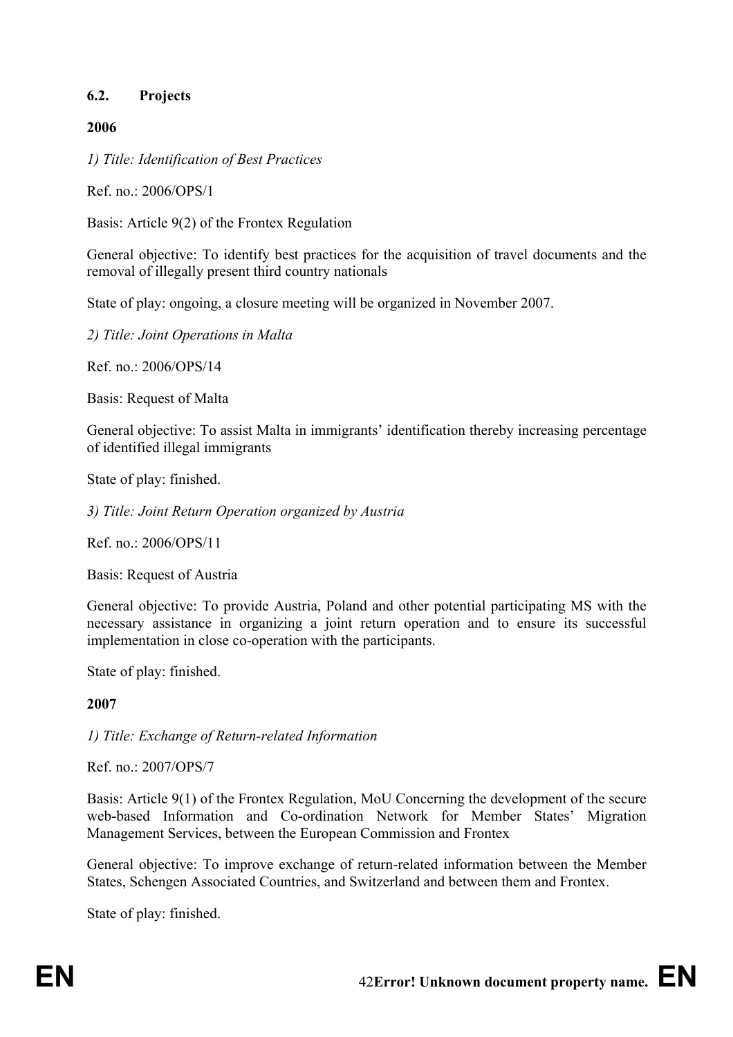### 6.2. Projects

**2006**

*1) Title: Identification of Best Practices*

Ref. no.: 2006/OPS/1

Basis: Article 9(2) of the Frontex Regulation

General objective: To identify best practices for the acquisition of travel documents and the removal of illegally present third country nationals

State of play: ongoing, a closure meeting will be organized in November 2007.

*2) Title: Joint Operations in Malta*

Ref. no.: 2006/OPS/14

Basis: Request of Malta

General objective: To assist Malta in immigrants' identification thereby increasing percentage of identified illegal immigrants

State of play: finished.

*3) Title: Joint Return Operation organized by Austria*

Ref. no.: 2006/OPS/11

Basis: Request of Austria

General objective: To provide Austria, Poland and other potential participating MS with the necessary assistance in organizing a joint return operation and to ensure its successful implementation in close co-operation with the participants.

State of play: finished.

**2007**

*1) Title: Exchange of Return-related Information*

Ref. no.: 2007/OPS/7

Basis: Article 9(1) of the Frontex Regulation, MoU Concerning the development of the secure web-based Information and Co-ordination Network for Member States' Migration Management Services, between the European Commission and Frontex

General objective: To improve exchange of return-related information between the Member States, Schengen Associated Countries, and Switzerland and between them and Frontex.

State of play: finished.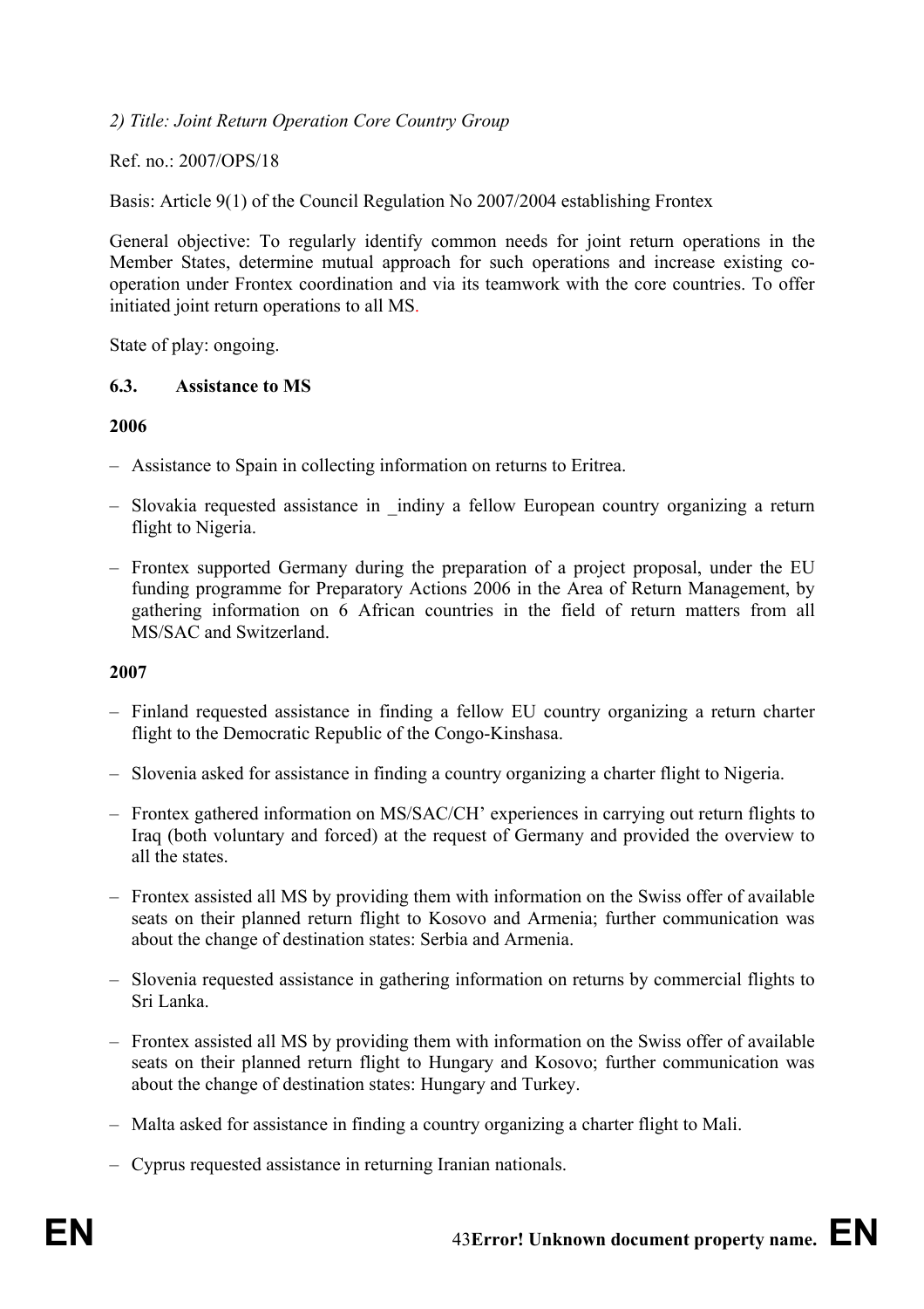*2) Title: Joint Return Operation Core Country Group*

Ref. no.: 2007/OPS/18

Basis: Article 9(1) of the Council Regulation No 2007/2004 establishing Frontex

General objective: To regularly identify common needs for joint return operations in the Member States, determine mutual approach for such operations and increase existing co-operation under Frontex coordination and via its teamwork with the core countries. To offer initiated joint return operations to all MS.

State of play: ongoing.

### 6.3. Assistance to MS

**2006**

- Assistance to Spain in collecting information on returns to Eritrea.
- Slovakia requested assistance in _indiny a fellow European country organizing a return flight to Nigeria.
- Frontex supported Germany during the preparation of a project proposal, under the EU funding programme for Preparatory Actions 2006 in the Area of Return Management, by gathering information on 6 African countries in the field of return matters from all MS/SAC and Switzerland.

**2007**

- Finland requested assistance in finding a fellow EU country organizing a return charter flight to the Democratic Republic of the Congo-Kinshasa.
- Slovenia asked for assistance in finding a country organizing a charter flight to Nigeria.
- Frontex gathered information on MS/SAC/CH' experiences in carrying out return flights to Iraq (both voluntary and forced) at the request of Germany and provided the overview to all the states.
- Frontex assisted all MS by providing them with information on the Swiss offer of available seats on their planned return flight to Kosovo and Armenia; further communication was about the change of destination states: Serbia and Armenia.
- Slovenia requested assistance in gathering information on returns by commercial flights to Sri Lanka.
- Frontex assisted all MS by providing them with information on the Swiss offer of available seats on their planned return flight to Hungary and Kosovo; further communication was about the change of destination states: Hungary and Turkey.
- Malta asked for assistance in finding a country organizing a charter flight to Mali.
- Cyprus requested assistance in returning Iranian nationals.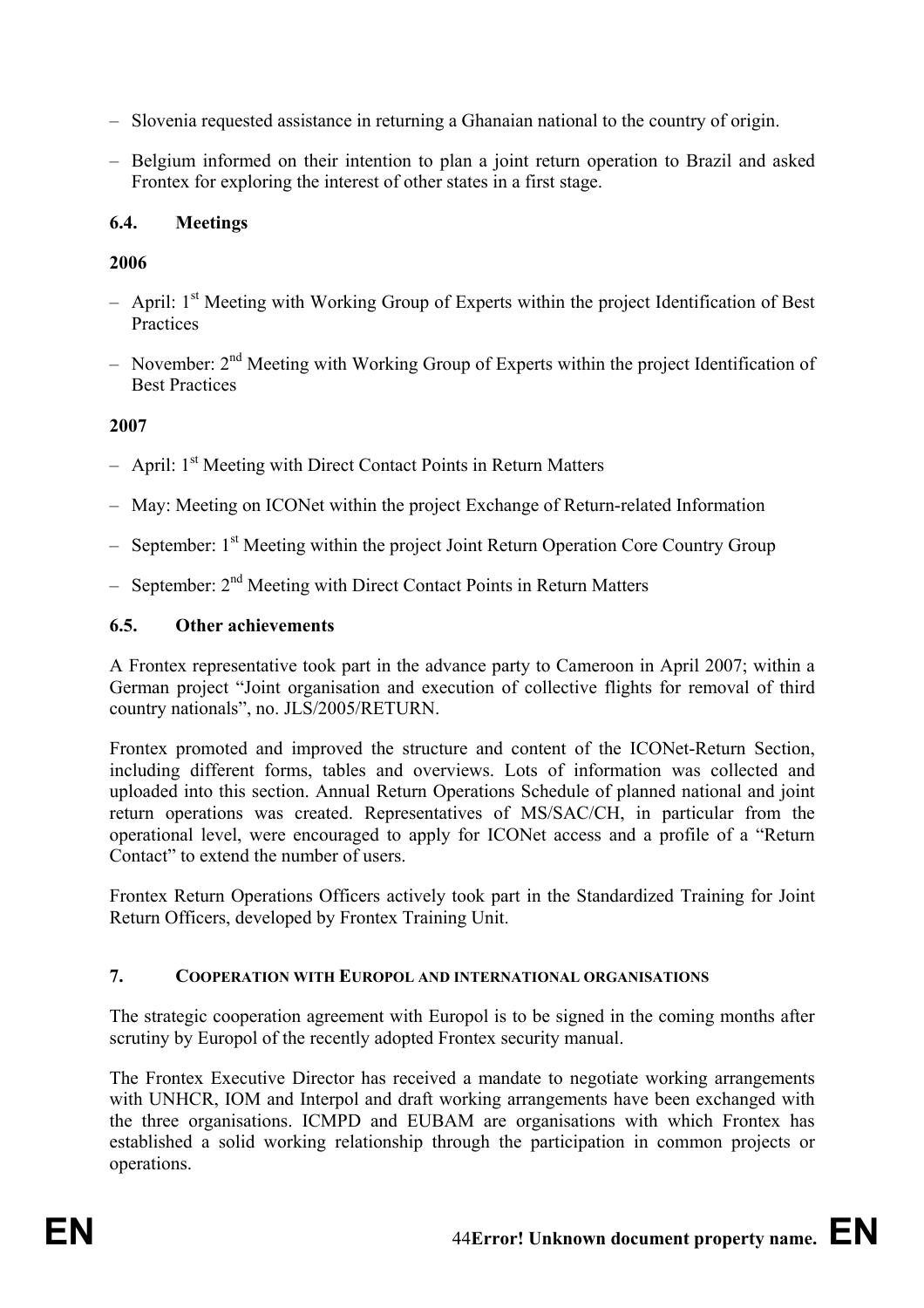– Slovenia requested assistance in returning a Ghanaian national to the country of origin.

– Belgium informed on their intention to plan a joint return operation to Brazil and asked Frontex for exploring the interest of other states in a first stage.

### 6.4. Meetings

**2006**

– April: 1st Meeting with Working Group of Experts within the project Identification of Best Practices

– November: 2nd Meeting with Working Group of Experts within the project Identification of Best Practices

**2007**

– April: 1st Meeting with Direct Contact Points in Return Matters

– May: Meeting on ICONet within the project Exchange of Return-related Information

– September: 1st Meeting within the project Joint Return Operation Core Country Group

– September: 2nd Meeting with Direct Contact Points in Return Matters

### 6.5. Other achievements

A Frontex representative took part in the advance party to Cameroon in April 2007; within a German project "Joint organisation and execution of collective flights for removal of third country nationals", no. JLS/2005/RETURN.

Frontex promoted and improved the structure and content of the ICONet-Return Section, including different forms, tables and overviews. Lots of information was collected and uploaded into this section. Annual Return Operations Schedule of planned national and joint return operations was created. Representatives of MS/SAC/CH, in particular from the operational level, were encouraged to apply for ICONet access and a profile of a "Return Contact" to extend the number of users.

Frontex Return Operations Officers actively took part in the Standardized Training for Joint Return Officers, developed by Frontex Training Unit.

## 7. COOPERATION WITH EUROPOL AND INTERNATIONAL ORGANISATIONS

The strategic cooperation agreement with Europol is to be signed in the coming months after scrutiny by Europol of the recently adopted Frontex security manual.

The Frontex Executive Director has received a mandate to negotiate working arrangements with UNHCR, IOM and Interpol and draft working arrangements have been exchanged with the three organisations. ICMPD and EUBAM are organisations with which Frontex has established a solid working relationship through the participation in common projects or operations.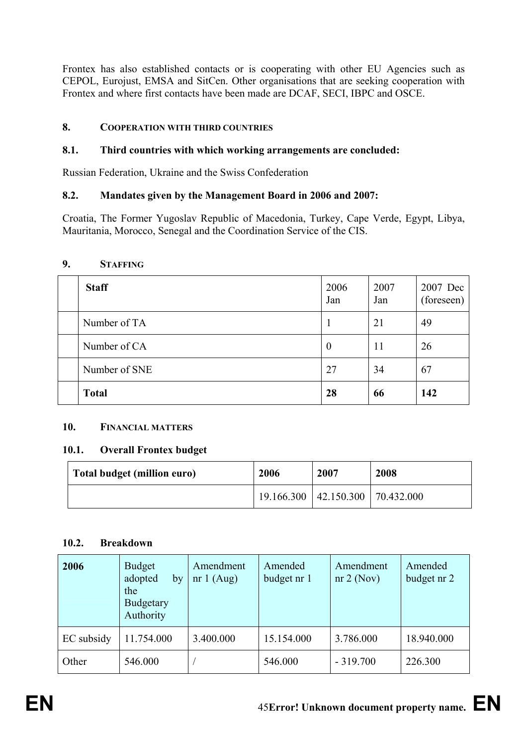Frontex has also established contacts or is cooperating with other EU Agencies such as CEPOL, Eurojust, EMSA and SitCen. Other organisations that are seeking cooperation with Frontex and where first contacts have been made are DCAF, SECI, IBPC and OSCE.

## 8. COOPERATION WITH THIRD COUNTRIES

### 8.1. Third countries with which working arrangements are concluded:

Russian Federation, Ukraine and the Swiss Confederation

### 8.2. Mandates given by the Management Board in 2006 and 2007:

Croatia, The Former Yugoslav Republic of Macedonia, Turkey, Cape Verde, Egypt, Libya, Mauritania, Morocco, Senegal and the Coordination Service of the CIS.

## 9. STAFFING

| | **Staff** | 2006 Jan | 2007 Jan | 2007 Dec (foreseen) |
|---|---|---|---|---|
| | Number of TA | 1 | 21 | 49 |
| | Number of CA | 0 | 11 | 26 |
| | Number of SNE | 27 | 34 | 67 |
| | **Total** | **28** | **66** | **142** |

## 10. FINANCIAL MATTERS

### 10.1. Overall Frontex budget

| **Total budget (million euro)** | **2006** | **2007** | **2008** |
|---|---|---|---|
| | 19.166.300 | 42.150.300 | 70.432.000 |

### 10.2. Breakdown

| **2006** | Budget adopted by the Budgetary Authority | Amendment nr 1 (Aug) | Amended budget nr 1 | Amendment nr 2 (Nov) | Amended budget nr 2 |
|---|---|---|---|---|---|
| EC subsidy | 11.754.000 | 3.400.000 | 15.154.000 | 3.786.000 | 18.940.000 |
| Other | 546.000 | / | 546.000 | - 319.700 | 226.300 |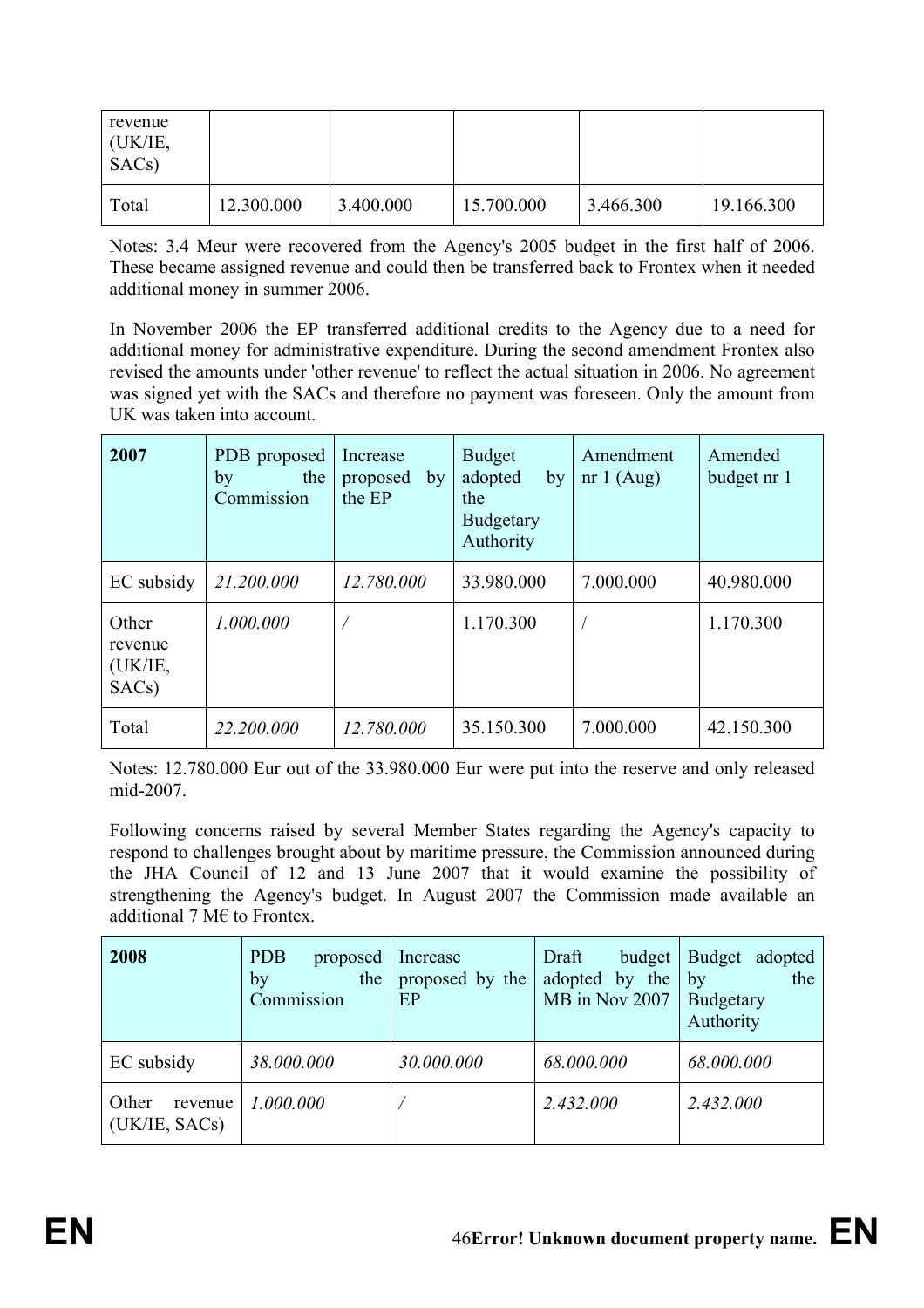| revenue (UK/IE, SACs) | | | | | |
|---|---|---|---|---|---|
| Total | 12.300.000 | 3.400.000 | 15.700.000 | 3.466.300 | 19.166.300 |

Notes: 3.4 Meur were recovered from the Agency's 2005 budget in the first half of 2006. These became assigned revenue and could then be transferred back to Frontex when it needed additional money in summer 2006.

In November 2006 the EP transferred additional credits to the Agency due to a need for additional money for administrative expenditure. During the second amendment Frontex also revised the amounts under 'other revenue' to reflect the actual situation in 2006. No agreement was signed yet with the SACs and therefore no payment was foreseen. Only the amount from UK was taken into account.

| **2007** | PDB proposed by the Commission | Increase proposed by the EP | Budget adopted by the Budgetary Authority | Amendment nr 1 (Aug) | Amended budget nr 1 |
|---|---|---|---|---|---|
| EC subsidy | *21.200.000* | *12.780.000* | 33.980.000 | 7.000.000 | 40.980.000 |
| Other revenue (UK/IE, SACs) | *1.000.000* | / | 1.170.300 | / | 1.170.300 |
| Total | *22.200.000* | *12.780.000* | 35.150.300 | 7.000.000 | 42.150.300 |

Notes: 12.780.000 Eur out of the 33.980.000 Eur were put into the reserve and only released mid-2007.

Following concerns raised by several Member States regarding the Agency's capacity to respond to challenges brought about by maritime pressure, the Commission announced during the JHA Council of 12 and 13 June 2007 that it would examine the possibility of strengthening the Agency's budget. In August 2007 the Commission made available an additional 7 M€ to Frontex.

| **2008** | PDB proposed by the Commission | Increase proposed by the EP | Draft budget adopted by the MB in Nov 2007 | Budget adopted by the Budgetary Authority |
|---|---|---|---|---|
| EC subsidy | *38.000.000* | *30.000.000* | *68.000.000* | *68.000.000* |
| Other revenue (UK/IE, SACs) | *1.000.000* | / | *2.432.000* | *2.432.000* |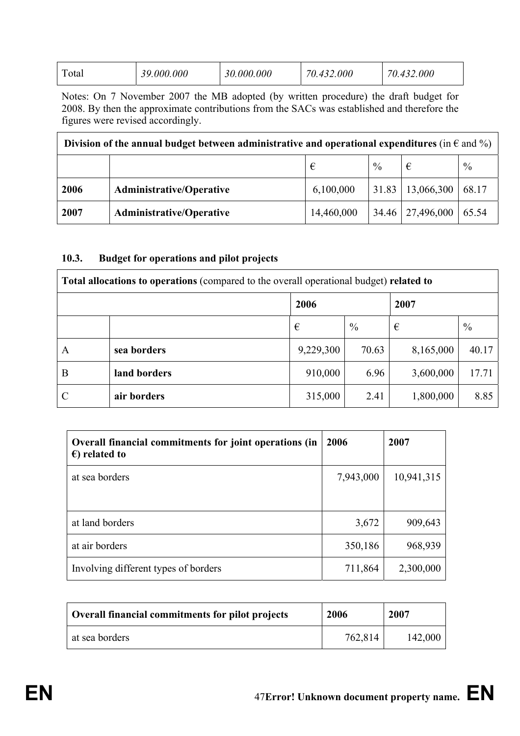| Total | *39.000.000* | *30.000.000* | *70.432.000* | *70.432.000* |
|---|---|---|---|---|

Notes: On 7 November 2007 the MB adopted (by written procedure) the draft budget for 2008. By then the approximate contributions from the SACs was established and therefore the figures were revised accordingly.

| **Division of the annual budget between administrative and operational expenditures** (in € and %) | | | | | |
|---|---|---|---|---|---|
| | | € | % | € | % |
| **2006** | **Administrative/Operative** | 6,100,000 | 31.83 | 13,066,300 | 68.17 |
| **2007** | **Administrative/Operative** | 14,460,000 | 34.46 | 27,496,000 | 65.54 |

### 10.3. Budget for operations and pilot projects

| **Total allocations to operations** (compared to the overall operational budget) **related to** | | | | | |
|---|---|---|---|---|---|
| | | **2006** | | **2007** | |
| | | € | % | € | % |
| A | **sea borders** | 9,229,300 | 70.63 | 8,165,000 | 40.17 |
| B | **land borders** | 910,000 | 6.96 | 3,600,000 | 17.71 |
| C | **air borders** | 315,000 | 2.41 | 1,800,000 | 8.85 |

| **Overall financial commitments for joint operations (in €) related to** | **2006** | **2007** |
|---|---|---|
| at sea borders | 7,943,000 | 10,941,315 |
| at land borders | 3,672 | 909,643 |
| at air borders | 350,186 | 968,939 |
| Involving different types of borders | 711,864 | 2,300,000 |

| **Overall financial commitments for pilot projects** | **2006** | **2007** |
|---|---|---|
| at sea borders | 762,814 | 142,000 |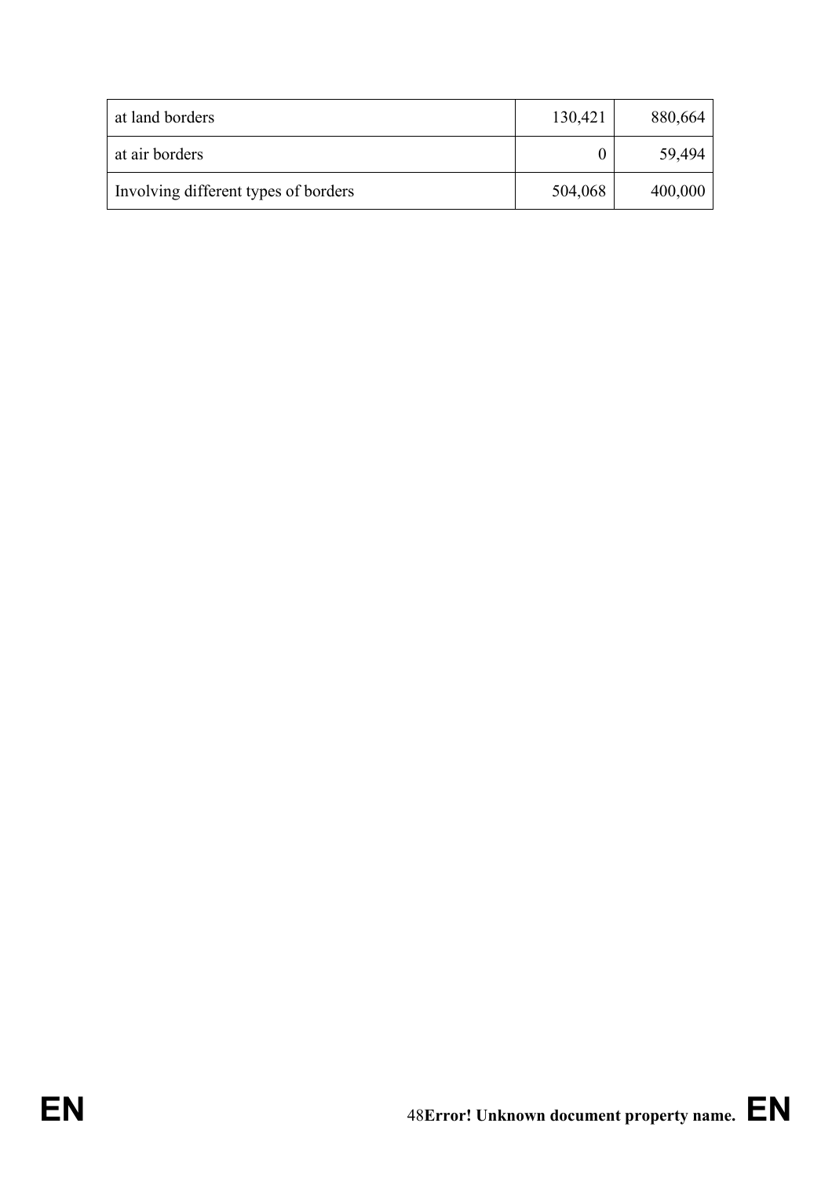| | | |
|---|---|---|
| at land borders | 130,421 | 880,664 |
| at air borders | 0 | 59,494 |
| Involving different types of borders | 504,068 | 400,000 |